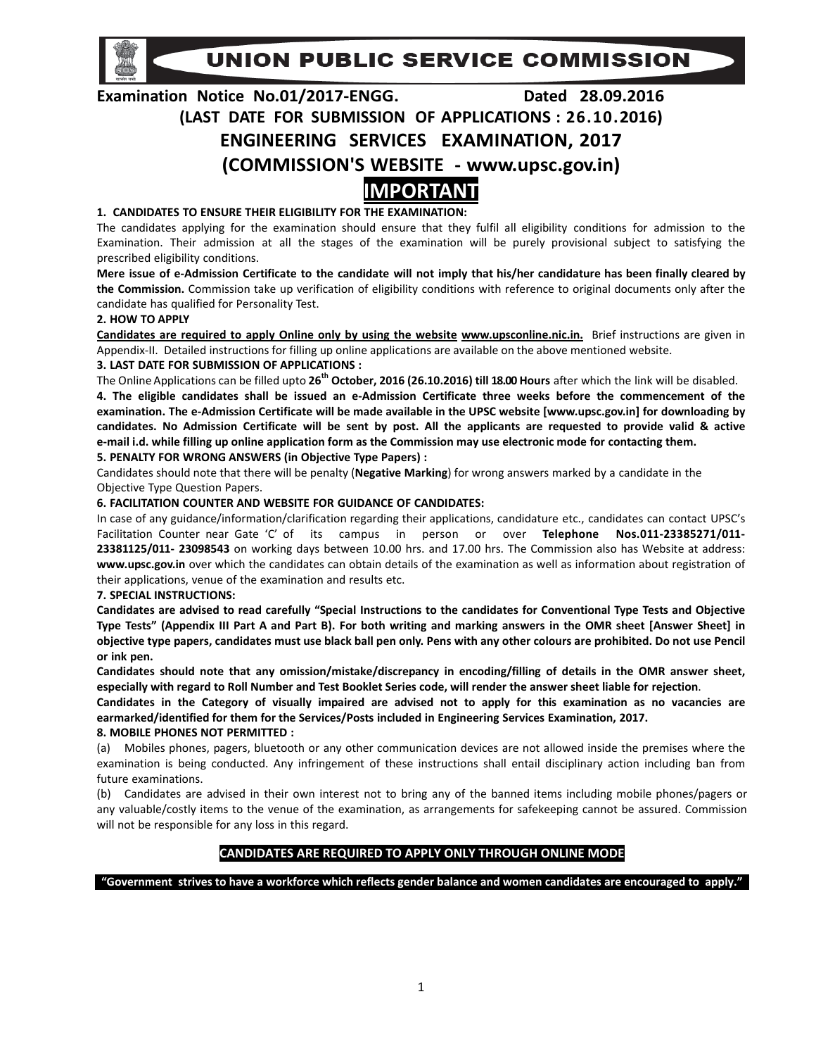# UNION PUBLIC SERVICE COMMISSION

**Examination Notice No.01/2017-ENGG. Dated 28.09.2016**

**(LAST DATE FOR SUBMISSION OF APPLICATIONS : 26.10.2016)**

## ENGINEERING SERVICES EXAMINATION, 2017

## (COMMISSION'S WEBSITE - www.upsc.gov.in)

# IMPORTANT

**1. CANDIDATES TO ENSURE THEIR ELIGIBILITY FOR THE EXAMINATION:**

The candidates applying for the examination should ensure that they fulfil all eligibility conditions for admission to the Examination. Their admission at all the stages of the examination will be purely provisional subject to satisfying the prescribed eligibility conditions.

**Mere issue of e-Admission Certificate to the candidate will not imply that his/her candidature has been finally cleared by the Commission.** Commission take up verification of eligibility conditions with reference to original documents only after the candidate has qualified for Personality Test.

**2. HOW TO APPLY**

**Candidates are required to apply Online only by using the website www.upsconline.nic.in.** Brief instructions are given in Appendix-II. Detailed instructions for filling up online applications are available on the above mentioned website.

**3. LAST DATE FOR SUBMISSION OF APPLICATIONS :**

The Online Applications can be filled upto **26th October, 2016 (26.10.2016) till 18.00 Hours** after which the link will be disabled.

**4. The eligible candidates shall be issued an e-Admission Certificate three weeks before the commencement of the examination. The e-Admission Certificate will be made available in the UPSC website [www.upsc.gov.in] for downloading by candidates. No Admission Certificate will be sent by post. All the applicants are requested to provide valid & active e-mail i.d. while filling up online application form as the Commission may use electronic mode for contacting them.**

**5. PENALTY FOR WRONG ANSWERS (in Objective Type Papers) :**

Candidates should note that there will be penalty (**Negative Marking**) for wrong answers marked by a candidate in the Objective Type Question Papers.

**6. FACILITATION COUNTER AND WEBSITE FOR GUIDANCE OF CANDIDATES:**

In case of any guidance/information/clarification regarding their applications, candidature etc., candidates can contact UPSC's Facilitation Counter near Gate 'C' of its campus in person or over **Telephone Nos.011-23385271/011-23381125/011- 23098543** on working days between 10.00 hrs. and 17.00 hrs. The Commission also has Website at address: **www.upsc.gov.in** over which the candidates can obtain details of the examination as well as information about registration of their applications, venue of the examination and results etc.

**7. SPECIAL INSTRUCTIONS:**

**Candidates are advised to read carefully "Special Instructions to the candidates for Conventional Type Tests and Objective Type Tests" (Appendix III Part A and Part B). For both writing and marking answers in the OMR sheet [Answer Sheet] in objective type papers, candidates must use black ball pen only. Pens with any other colours are prohibited. Do not use Pencil or ink pen.**

**Candidates should note that any omission/mistake/discrepancy in encoding/filling of details in the OMR answer sheet, especially with regard to Roll Number and Test Booklet Series code, will render the answer sheet liable for rejection**.

**Candidates in the Category of visually impaired are advised not to apply for this examination as no vacancies are earmarked/identified for them for the Services/Posts included in Engineering Services Examination, 2017.**

**8. MOBILE PHONES NOT PERMITTED :**

(a) Mobiles phones, pagers, bluetooth or any other communication devices are not allowed inside the premises where the examination is being conducted. Any infringement of these instructions shall entail disciplinary action including ban from future examinations.

(b) Candidates are advised in their own interest not to bring any of the banned items including mobile phones/pagers or any valuable/costly items to the venue of the examination, as arrangements for safekeeping cannot be assured. Commission will not be responsible for any loss in this regard.

**CANDIDATES ARE REQUIRED TO APPLY ONLY THROUGH ONLINE MODE**

**"Government strives to have a workforce which reflects gender balance and women candidates are encouraged to apply."**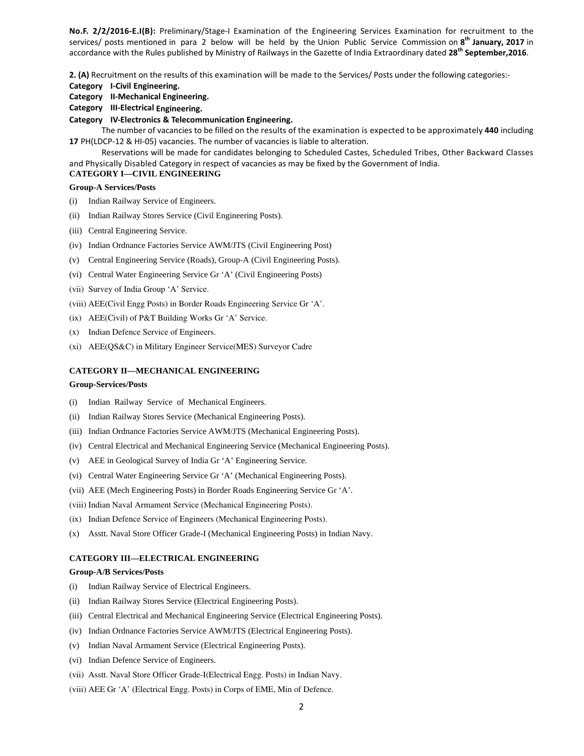**No.F. 2/2/2016-E.I(B):** Preliminary/Stage-I Examination of the Engineering Services Examination for recruitment to the services/ posts mentioned in para 2 below will be held by the Union Public Service Commission on **8th January, 2017** in accordance with the Rules published by Ministry of Railways in the Gazette of India Extraordinary dated **28th September,2016**.

**2. (A)** Recruitment on the results of this examination will be made to the Services/ Posts under the following categories:-

**Category I-Civil Engineering.**

**Category II-Mechanical Engineering.**

**Category III-Electrical Engineering.**

**Category IV-Electronics & Telecommunication Engineering.**

The number of vacancies to be filled on the results of the examination is expected to be approximately **440** including **17** PH(LDCP-12 & HI-05) vacancies. The number of vacancies is liable to alteration.

Reservations will be made for candidates belonging to Scheduled Castes, Scheduled Tribes, Other Backward Classes and Physically Disabled Category in respect of vacancies as may be fixed by the Government of India.

**CATEGORY I—CIVIL ENGINEERING**

**Group-A Services/Posts**

(i) Indian Railway Service of Engineers.

(ii) Indian Railway Stores Service (Civil Engineering Posts).

(iii) Central Engineering Service.

(iv) Indian Ordnance Factories Service AWM/JTS (Civil Engineering Post)

(v) Central Engineering Service (Roads), Group-A (Civil Engineering Posts).

(vi) Central Water Engineering Service Gr 'A' (Civil Engineering Posts)

(vii) Survey of India Group 'A' Service.

(viii) AEE(Civil Engg Posts) in Border Roads Engineering Service Gr 'A'.

(ix) AEE(Civil) of P&T Building Works Gr 'A' Service.

(x) Indian Defence Service of Engineers.

(xi) AEE(QS&C) in Military Engineer Service(MES) Surveyor Cadre

**CATEGORY II—MECHANICAL ENGINEERING**

**Group-Services/Posts**

(i) Indian Railway Service of Mechanical Engineers.

(ii) Indian Railway Stores Service (Mechanical Engineering Posts).

(iii) Indian Ordnance Factories Service AWM/JTS (Mechanical Engineering Posts).

(iv) Central Electrical and Mechanical Engineering Service (Mechanical Engineering Posts).

(v) AEE in Geological Survey of India Gr 'A' Engineering Service.

(vi) Central Water Engineering Service Gr 'A' (Mechanical Engineering Posts).

(vii) AEE (Mech Engineering Posts) in Border Roads Engineering Service Gr 'A'.

(viii) Indian Naval Armament Service (Mechanical Engineering Posts).

(ix) Indian Defence Service of Engineers (Mechanical Engineering Posts).

(x) Asstt. Naval Store Officer Grade-I (Mechanical Engineering Posts) in Indian Navy.

**CATEGORY III—ELECTRICAL ENGINEERING**

**Group-A/B Services/Posts**

(i) Indian Railway Service of Electrical Engineers.

(ii) Indian Railway Stores Service (Electrical Engineering Posts).

(iii) Central Electrical and Mechanical Engineering Service (Electrical Engineering Posts).

(iv) Indian Ordnance Factories Service AWM/JTS (Electrical Engineering Posts).

(v) Indian Naval Armament Service (Electrical Engineering Posts).

(vi) Indian Defence Service of Engineers.

(vii) Asstt. Naval Store Officer Grade-I(Electrical Engg. Posts) in Indian Navy.

(viii) AEE Gr 'A' (Electrical Engg. Posts) in Corps of EME, Min of Defence.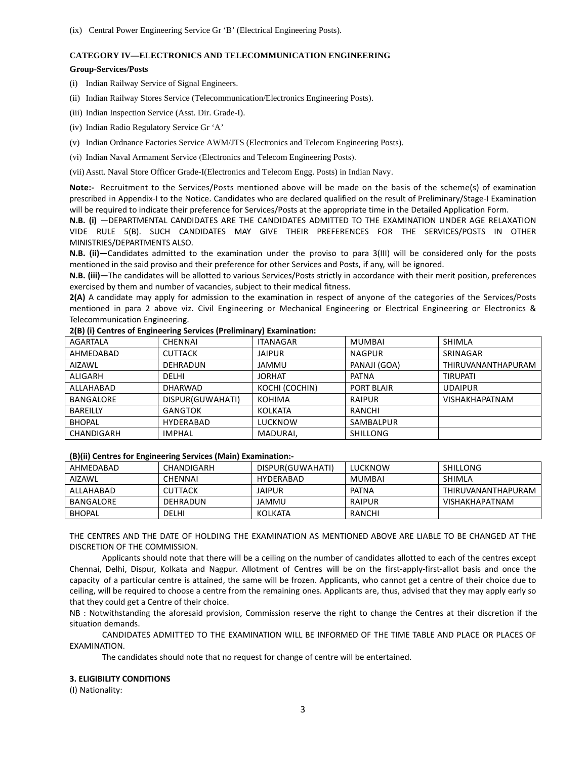(ix) Central Power Engineering Service Gr 'B' (Electrical Engineering Posts).

**CATEGORY IV—ELECTRONICS AND TELECOMMUNICATION ENGINEERING**

**Group-Services/Posts**

(i) Indian Railway Service of Signal Engineers.

(ii) Indian Railway Stores Service (Telecommunication/Electronics Engineering Posts).

(iii) Indian Inspection Service (Asst. Dir. Grade-I).

(iv) Indian Radio Regulatory Service Gr 'A'

(v) Indian Ordnance Factories Service AWM/JTS (Electronics and Telecom Engineering Posts).

(vi) Indian Naval Armament Service (Electronics and Telecom Engineering Posts).

(vii) Asstt. Naval Store Officer Grade-I(Electronics and Telecom Engg. Posts) in Indian Navy.

**Note:-** Recruitment to the Services/Posts mentioned above will be made on the basis of the scheme(s) of examination prescribed in Appendix-I to the Notice. Candidates who are declared qualified on the result of Preliminary/Stage-I Examination will be required to indicate their preference for Services/Posts at the appropriate time in the Detailed Application Form.

**N.B. (i)** —DEPARTMENTAL CANDIDATES ARE THE CANDIDATES ADMITTED TO THE EXAMINATION UNDER AGE RELAXATION VIDE RULE 5(B). SUCH CANDIDATES MAY GIVE THEIR PREFERENCES FOR THE SERVICES/POSTS IN OTHER MINISTRIES/DEPARTMENTS ALSO.

**N.B. (ii)—**Candidates admitted to the examination under the proviso to para 3(III) will be considered only for the posts mentioned in the said proviso and their preference for other Services and Posts, if any, will be ignored.

**N.B. (iii)—**The candidates will be allotted to various Services/Posts strictly in accordance with their merit position, preferences exercised by them and number of vacancies, subject to their medical fitness.

**2(A)** A candidate may apply for admission to the examination in respect of anyone of the categories of the Services/Posts mentioned in para 2 above viz. Civil Engineering or Mechanical Engineering or Electrical Engineering or Electronics & Telecommunication Engineering.

**2(B) (i) Centres of Engineering Services (Preliminary) Examination:**

| AGARTALA | CHENNAI | ITANAGAR | MUMBAI | SHIMLA |
|---|---|---|---|---|
| AHMEDABAD | CUTTACK | JAIPUR | NAGPUR | SRINAGAR |
| AIZAWL | DEHRADUN | JAMMU | PANAJI (GOA) | THIRUVANANTHAPURAM |
| ALIGARH | DELHI | JORHAT | PATNA | TIRUPATI |
| ALLAHABAD | DHARWAD | KOCHI (COCHIN) | PORT BLAIR | UDAIPUR |
| BANGALORE | DISPUR(GUWAHATI) | KOHIMA | RAIPUR | VISHAKHAPATNAM |
| BAREILLY | GANGTOK | KOLKATA | RANCHI | |
| BHOPAL | HYDERABAD | LUCKNOW | SAMBALPUR | |
| CHANDIGARH | IMPHAL | MADURAI, | SHILLONG | |

**(B)(ii) Centres for Engineering Services (Main) Examination:-**

| AHMEDABAD | CHANDIGARH | DISPUR(GUWAHATI) | LUCKNOW | SHILLONG |
|---|---|---|---|---|
| AIZAWL | CHENNAI | HYDERABAD | MUMBAI | SHIMLA |
| ALLAHABAD | CUTTACK | JAIPUR | PATNA | THIRUVANANTHAPURAM |
| BANGALORE | DEHRADUN | JAMMU | RAIPUR | VISHAKHAPATNAM |
| BHOPAL | DELHI | KOLKATA | RANCHI | |

THE CENTRES AND THE DATE OF HOLDING THE EXAMINATION AS MENTIONED ABOVE ARE LIABLE TO BE CHANGED AT THE DISCRETION OF THE COMMISSION.

Applicants should note that there will be a ceiling on the number of candidates allotted to each of the centres except Chennai, Delhi, Dispur, Kolkata and Nagpur. Allotment of Centres will be on the first-apply-first-allot basis and once the capacity of a particular centre is attained, the same will be frozen. Applicants, who cannot get a centre of their choice due to ceiling, will be required to choose a centre from the remaining ones. Applicants are, thus, advised that they may apply early so that they could get a Centre of their choice.

NB : Notwithstanding the aforesaid provision, Commission reserve the right to change the Centres at their discretion if the situation demands.

CANDIDATES ADMITTED TO THE EXAMINATION WILL BE INFORMED OF THE TIME TABLE AND PLACE OR PLACES OF EXAMINATION.

The candidates should note that no request for change of centre will be entertained.

**3. ELIGIBILITY CONDITIONS**

(I) Nationality: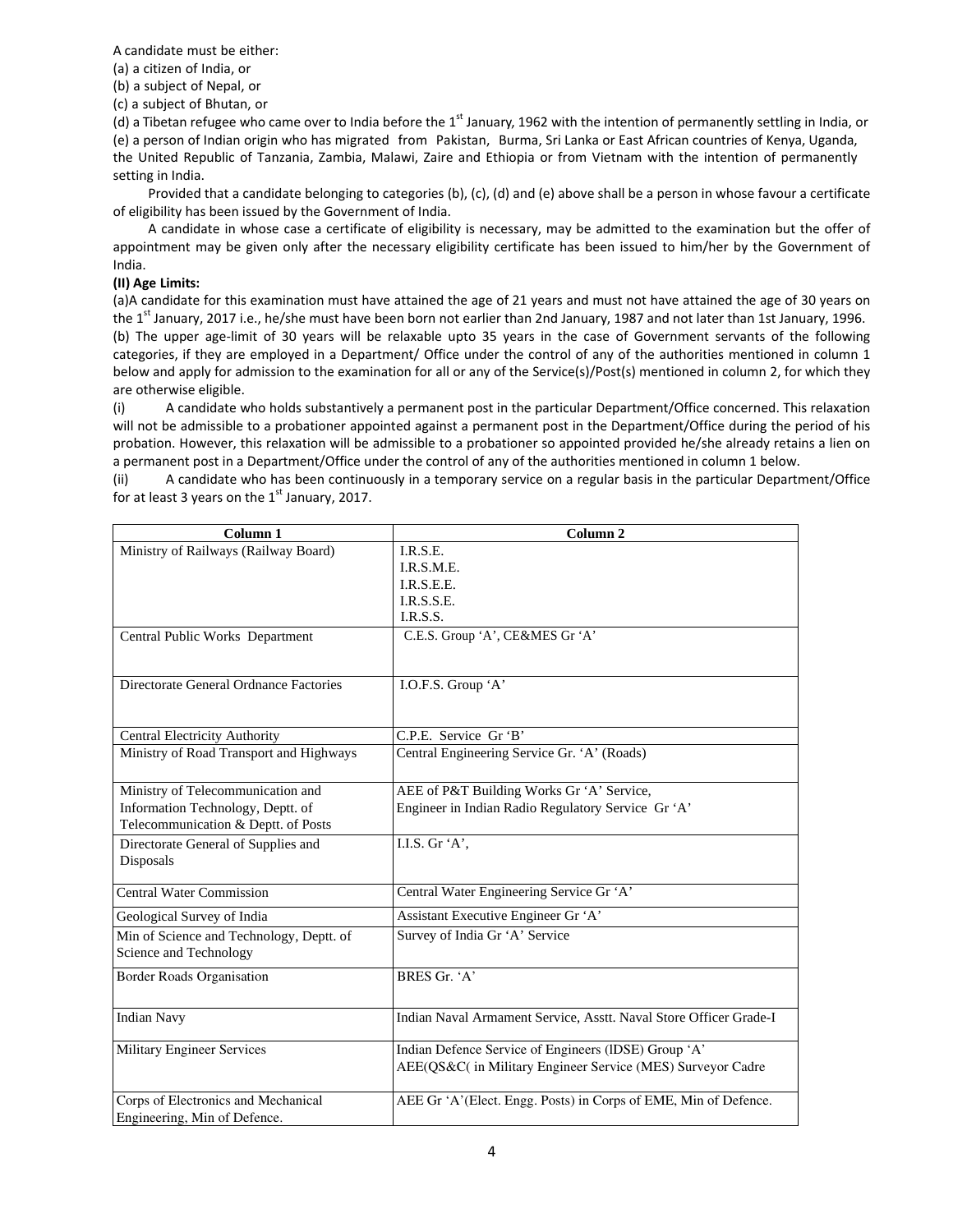A candidate must be either:

(a) a citizen of India, or

(b) a subject of Nepal, or

(c) a subject of Bhutan, or

(d) a Tibetan refugee who came over to India before the 1st January, 1962 with the intention of permanently settling in India, or

(e) a person of Indian origin who has migrated from Pakistan, Burma, Sri Lanka or East African countries of Kenya, Uganda, the United Republic of Tanzania, Zambia, Malawi, Zaire and Ethiopia or from Vietnam with the intention of permanently setting in India.

Provided that a candidate belonging to categories (b), (c), (d) and (e) above shall be a person in whose favour a certificate of eligibility has been issued by the Government of India.

A candidate in whose case a certificate of eligibility is necessary, may be admitted to the examination but the offer of appointment may be given only after the necessary eligibility certificate has been issued to him/her by the Government of India.

**(II) Age Limits:**

(a)A candidate for this examination must have attained the age of 21 years and must not have attained the age of 30 years on the 1st January, 2017 i.e., he/she must have been born not earlier than 2nd January, 1987 and not later than 1st January, 1996.

(b) The upper age-limit of 30 years will be relaxable upto 35 years in the case of Government servants of the following categories, if they are employed in a Department/ Office under the control of any of the authorities mentioned in column 1 below and apply for admission to the examination for all or any of the Service(s)/Post(s) mentioned in column 2, for which they are otherwise eligible.

(i) A candidate who holds substantively a permanent post in the particular Department/Office concerned. This relaxation will not be admissible to a probationer appointed against a permanent post in the Department/Office during the period of his probation. However, this relaxation will be admissible to a probationer so appointed provided he/she already retains a lien on a permanent post in a Department/Office under the control of any of the authorities mentioned in column 1 below.

(ii) A candidate who has been continuously in a temporary service on a regular basis in the particular Department/Office for at least 3 years on the 1st January, 2017.

| Column 1 | Column 2 |
|---|---|
| Ministry of Railways (Railway Board) | I.R.S.E.<br>I.R.S.M.E.<br>I.R.S.E.E.<br>I.R.S.S.E.<br>I.R.S.S. |
| Central Public Works Department | C.E.S. Group 'A', CE&MES Gr 'A' |
| Directorate General Ordnance Factories | I.O.F.S. Group 'A' |
| Central Electricity Authority | C.P.E. Service Gr 'B' |
| Ministry of Road Transport and Highways | Central Engineering Service Gr. 'A' (Roads) |
| Ministry of Telecommunication and Information Technology, Deptt. of Telecommunication & Deptt. of Posts | AEE of P&T Building Works Gr 'A' Service,<br>Engineer in Indian Radio Regulatory Service Gr 'A' |
| Directorate General of Supplies and Disposals | I.I.S. Gr 'A', |
| Central Water Commission | Central Water Engineering Service Gr 'A' |
| Geological Survey of India | Assistant Executive Engineer Gr 'A' |
| Min of Science and Technology, Deptt. of Science and Technology | Survey of India Gr 'A' Service |
| Border Roads Organisation | BRES Gr. 'A' |
| Indian Navy | Indian Naval Armament Service, Asstt. Naval Store Officer Grade-I |
| Military Engineer Services | Indian Defence Service of Engineers (IDSE) Group 'A'<br>AEE(QS&C( in Military Engineer Service (MES) Surveyor Cadre |
| Corps of Electronics and Mechanical Engineering, Min of Defence. | AEE Gr 'A'(Elect. Engg. Posts) in Corps of EME, Min of Defence. |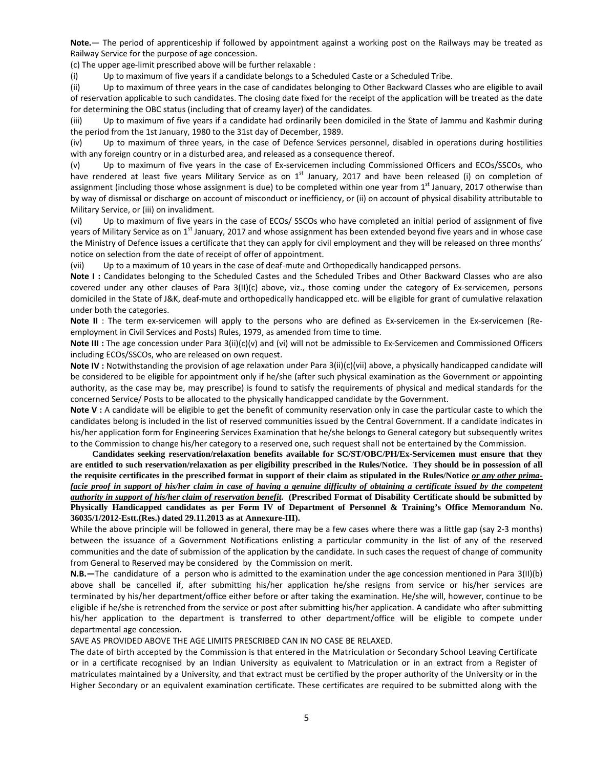**Note.**— The period of apprenticeship if followed by appointment against a working post on the Railways may be treated as Railway Service for the purpose of age concession.

(c) The upper age-limit prescribed above will be further relaxable :

(i) Up to maximum of five years if a candidate belongs to a Scheduled Caste or a Scheduled Tribe.

(ii) Up to maximum of three years in the case of candidates belonging to Other Backward Classes who are eligible to avail of reservation applicable to such candidates. The closing date fixed for the receipt of the application will be treated as the date for determining the OBC status (including that of creamy layer) of the candidates.

(iii) Up to maximum of five years if a candidate had ordinarily been domiciled in the State of Jammu and Kashmir during the period from the 1st January, 1980 to the 31st day of December, 1989.

(iv) Up to maximum of three years, in the case of Defence Services personnel, disabled in operations during hostilities with any foreign country or in a disturbed area, and released as a consequence thereof.

(v) Up to maximum of five years in the case of Ex-servicemen including Commissioned Officers and ECOs/SSCOs, who have rendered at least five years Military Service as on 1st January, 2017 and have been released (i) on completion of assignment (including those whose assignment is due) to be completed within one year from 1st January, 2017 otherwise than by way of dismissal or discharge on account of misconduct or inefficiency, or (ii) on account of physical disability attributable to Military Service, or (iii) on invalidment.

(vi) Up to maximum of five years in the case of ECOs/ SSCOs who have completed an initial period of assignment of five years of Military Service as on 1st January, 2017 and whose assignment has been extended beyond five years and in whose case the Ministry of Defence issues a certificate that they can apply for civil employment and they will be released on three months' notice on selection from the date of receipt of offer of appointment.

(vii) Up to a maximum of 10 years in the case of deaf-mute and Orthopedically handicapped persons.

**Note I :** Candidates belonging to the Scheduled Castes and the Scheduled Tribes and Other Backward Classes who are also covered under any other clauses of Para 3(II)(c) above, viz., those coming under the category of Ex-servicemen, persons domiciled in the State of J&K, deaf-mute and orthopedically handicapped etc. will be eligible for grant of cumulative relaxation under both the categories.

**Note II** : The term ex-servicemen will apply to the persons who are defined as Ex-servicemen in the Ex-servicemen (Re-employment in Civil Services and Posts) Rules, 1979, as amended from time to time.

**Note III :** The age concession under Para 3(ii)(c)(v) and (vi) will not be admissible to Ex-Servicemen and Commissioned Officers including ECOs/SSCOs, who are released on own request.

**Note IV :** Notwithstanding the provision of age relaxation under Para 3(ii)(c)(vii) above, a physically handicapped candidate will be considered to be eligible for appointment only if he/she (after such physical examination as the Government or appointing authority, as the case may be, may prescribe) is found to satisfy the requirements of physical and medical standards for the concerned Service/ Posts to be allocated to the physically handicapped candidate by the Government.

**Note V :** A candidate will be eligible to get the benefit of community reservation only in case the particular caste to which the candidates belong is included in the list of reserved communities issued by the Central Government. If a candidate indicates in his/her application form for Engineering Services Examination that he/she belongs to General category but subsequently writes to the Commission to change his/her category to a reserved one, such request shall not be entertained by the Commission.

**Candidates seeking reservation/relaxation benefits available for SC/ST/OBC/PH/Ex-Servicemen must ensure that they are entitled to such reservation/relaxation as per eligibility prescribed in the Rules/Notice. They should be in possession of all the requisite certificates in the prescribed format in support of their claim as stipulated in the Rules/Notice** ***or any other prima-facie proof in support of his/her claim in case of having a genuine difficulty of obtaining a certificate issued by the competent authority in support of his/her claim of reservation benefit*****. (Prescribed Format of Disability Certificate should be submitted by Physically Handicapped candidates as per Form IV of Department of Personnel & Training's Office Memorandum No. 36035/1/2012-Estt.(Res.) dated 29.11.2013 as at Annexure-III).**

While the above principle will be followed in general, there may be a few cases where there was a little gap (say 2-3 months) between the issuance of a Government Notifications enlisting a particular community in the list of any of the reserved communities and the date of submission of the application by the candidate. In such cases the request of change of community from General to Reserved may be considered by the Commission on merit.

**N.B.—**The candidature of a person who is admitted to the examination under the age concession mentioned in Para 3(II)(b) above shall be cancelled if, after submitting his/her application he/she resigns from service or his/her services are terminated by his/her department/office either before or after taking the examination. He/she will, however, continue to be eligible if he/she is retrenched from the service or post after submitting his/her application. A candidate who after submitting his/her application to the department is transferred to other department/office will be eligible to compete under departmental age concession.

SAVE AS PROVIDED ABOVE THE AGE LIMITS PRESCRIBED CAN IN NO CASE BE RELAXED.

The date of birth accepted by the Commission is that entered in the Matriculation or Secondary School Leaving Certificate or in a certificate recognised by an Indian University as equivalent to Matriculation or in an extract from a Register of matriculates maintained by a University, and that extract must be certified by the proper authority of the University or in the Higher Secondary or an equivalent examination certificate. These certificates are required to be submitted along with the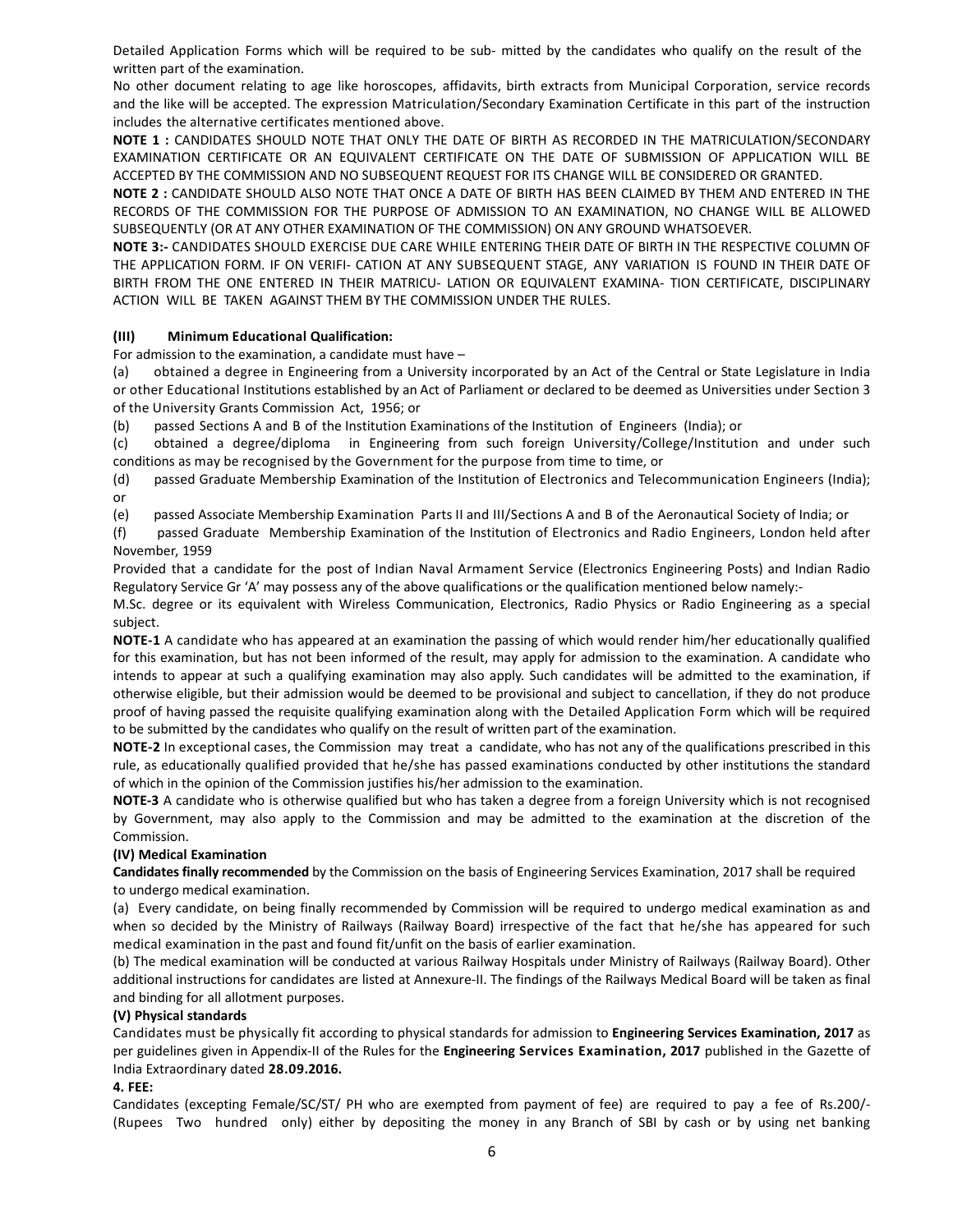Detailed Application Forms which will be required to be sub- mitted by the candidates who qualify on the result of the written part of the examination.

No other document relating to age like horoscopes, affidavits, birth extracts from Municipal Corporation, service records and the like will be accepted. The expression Matriculation/Secondary Examination Certificate in this part of the instruction includes the alternative certificates mentioned above.

**NOTE 1 :** CANDIDATES SHOULD NOTE THAT ONLY THE DATE OF BIRTH AS RECORDED IN THE MATRICULATION/SECONDARY EXAMINATION CERTIFICATE OR AN EQUIVALENT CERTIFICATE ON THE DATE OF SUBMISSION OF APPLICATION WILL BE ACCEPTED BY THE COMMISSION AND NO SUBSEQUENT REQUEST FOR ITS CHANGE WILL BE CONSIDERED OR GRANTED.

**NOTE 2 :** CANDIDATE SHOULD ALSO NOTE THAT ONCE A DATE OF BIRTH HAS BEEN CLAIMED BY THEM AND ENTERED IN THE RECORDS OF THE COMMISSION FOR THE PURPOSE OF ADMISSION TO AN EXAMINATION, NO CHANGE WILL BE ALLOWED SUBSEQUENTLY (OR AT ANY OTHER EXAMINATION OF THE COMMISSION) ON ANY GROUND WHATSOEVER.

**NOTE 3:-** CANDIDATES SHOULD EXERCISE DUE CARE WHILE ENTERING THEIR DATE OF BIRTH IN THE RESPECTIVE COLUMN OF THE APPLICATION FORM. IF ON VERIFI- CATION AT ANY SUBSEQUENT STAGE, ANY VARIATION IS FOUND IN THEIR DATE OF BIRTH FROM THE ONE ENTERED IN THEIR MATRICU- LATION OR EQUIVALENT EXAMINA- TION CERTIFICATE, DISCIPLINARY ACTION WILL BE TAKEN AGAINST THEM BY THE COMMISSION UNDER THE RULES.

**(III) Minimum Educational Qualification:**

For admission to the examination, a candidate must have –

(a) obtained a degree in Engineering from a University incorporated by an Act of the Central or State Legislature in India or other Educational Institutions established by an Act of Parliament or declared to be deemed as Universities under Section 3 of the University Grants Commission Act, 1956; or

(b) passed Sections A and B of the Institution Examinations of the Institution of Engineers (India); or

(c) obtained a degree/diploma in Engineering from such foreign University/College/Institution and under such conditions as may be recognised by the Government for the purpose from time to time, or

(d) passed Graduate Membership Examination of the Institution of Electronics and Telecommunication Engineers (India); or

(e) passed Associate Membership Examination Parts II and III/Sections A and B of the Aeronautical Society of India; or

(f) passed Graduate Membership Examination of the Institution of Electronics and Radio Engineers, London held after November, 1959

Provided that a candidate for the post of Indian Naval Armament Service (Electronics Engineering Posts) and Indian Radio Regulatory Service Gr 'A' may possess any of the above qualifications or the qualification mentioned below namely:-

M.Sc. degree or its equivalent with Wireless Communication, Electronics, Radio Physics or Radio Engineering as a special subject.

**NOTE-1** A candidate who has appeared at an examination the passing of which would render him/her educationally qualified for this examination, but has not been informed of the result, may apply for admission to the examination. A candidate who intends to appear at such a qualifying examination may also apply. Such candidates will be admitted to the examination, if otherwise eligible, but their admission would be deemed to be provisional and subject to cancellation, if they do not produce proof of having passed the requisite qualifying examination along with the Detailed Application Form which will be required to be submitted by the candidates who qualify on the result of written part of the examination.

**NOTE-2** In exceptional cases, the Commission may treat a candidate, who has not any of the qualifications prescribed in this rule, as educationally qualified provided that he/she has passed examinations conducted by other institutions the standard of which in the opinion of the Commission justifies his/her admission to the examination.

**NOTE-3** A candidate who is otherwise qualified but who has taken a degree from a foreign University which is not recognised by Government, may also apply to the Commission and may be admitted to the examination at the discretion of the Commission.

**(IV) Medical Examination**

**Candidates finally recommended** by the Commission on the basis of Engineering Services Examination, 2017 shall be required to undergo medical examination.

(a) Every candidate, on being finally recommended by Commission will be required to undergo medical examination as and when so decided by the Ministry of Railways (Railway Board) irrespective of the fact that he/she has appeared for such medical examination in the past and found fit/unfit on the basis of earlier examination.

(b) The medical examination will be conducted at various Railway Hospitals under Ministry of Railways (Railway Board). Other additional instructions for candidates are listed at Annexure-II. The findings of the Railways Medical Board will be taken as final and binding for all allotment purposes.

**(V) Physical standards**

Candidates must be physically fit according to physical standards for admission to **Engineering Services Examination, 2017** as per guidelines given in Appendix-II of the Rules for the **Engineering Services Examination, 2017** published in the Gazette of India Extraordinary dated **28.09.2016.**

**4. FEE:**

Candidates (excepting Female/SC/ST/ PH who are exempted from payment of fee) are required to pay a fee of Rs.200/- (Rupees Two hundred only) either by depositing the money in any Branch of SBI by cash or by using net banking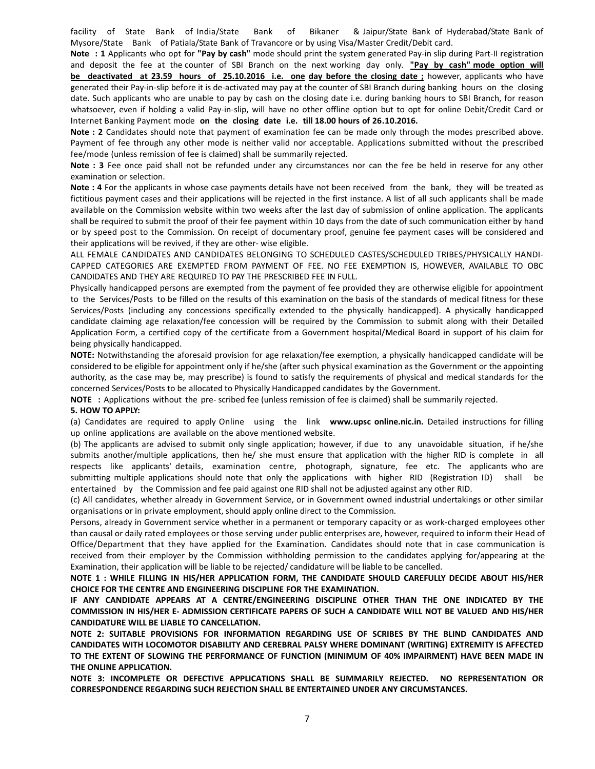facility of State Bank of India/State Bank of Bikaner & Jaipur/State Bank of Hyderabad/State Bank of Mysore/State Bank of Patiala/State Bank of Travancore or by using Visa/Master Credit/Debit card.

**Note : 1** Applicants who opt for **"Pay by cash"** mode should print the system generated Pay-in slip during Part-II registration and deposit the fee at the counter of SBI Branch on the next working day only. **"Pay by cash" mode option will be deactivated at 23.59 hours of 25.10.2016 i.e. one day before the closing date ;** however, applicants who have generated their Pay-in-slip before it is de-activated may pay at the counter of SBI Branch during banking hours on the closing date. Such applicants who are unable to pay by cash on the closing date i.e. during banking hours to SBI Branch, for reason whatsoever, even if holding a valid Pay-in-slip, will have no other offline option but to opt for online Debit/Credit Card or Internet Banking Payment mode **on the closing date i.e. till 18.00 hours of 26.10.2016.**

**Note : 2** Candidates should note that payment of examination fee can be made only through the modes prescribed above. Payment of fee through any other mode is neither valid nor acceptable. Applications submitted without the prescribed fee/mode (unless remission of fee is claimed) shall be summarily rejected.

**Note : 3** Fee once paid shall not be refunded under any circumstances nor can the fee be held in reserve for any other examination or selection.

**Note : 4** For the applicants in whose case payments details have not been received from the bank, they will be treated as fictitious payment cases and their applications will be rejected in the first instance. A list of all such applicants shall be made available on the Commission website within two weeks after the last day of submission of online application. The applicants shall be required to submit the proof of their fee payment within 10 days from the date of such communication either by hand or by speed post to the Commission. On receipt of documentary proof, genuine fee payment cases will be considered and their applications will be revived, if they are other- wise eligible.

ALL FEMALE CANDIDATES AND CANDIDATES BELONGING TO SCHEDULED CASTES/SCHEDULED TRIBES/PHYSICALLY HANDI-CAPPED CATEGORIES ARE EXEMPTED FROM PAYMENT OF FEE. NO FEE EXEMPTION IS, HOWEVER, AVAILABLE TO OBC CANDIDATES AND THEY ARE REQUIRED TO PAY THE PRESCRIBED FEE IN FULL.

Physically handicapped persons are exempted from the payment of fee provided they are otherwise eligible for appointment to the Services/Posts to be filled on the results of this examination on the basis of the standards of medical fitness for these Services/Posts (including any concessions specifically extended to the physically handicapped). A physically handicapped candidate claiming age relaxation/fee concession will be required by the Commission to submit along with their Detailed Application Form, a certified copy of the certificate from a Government hospital/Medical Board in support of his claim for being physically handicapped.

**NOTE:** Notwithstanding the aforesaid provision for age relaxation/fee exemption, a physically handicapped candidate will be considered to be eligible for appointment only if he/she (after such physical examination as the Government or the appointing authority, as the case may be, may prescribe) is found to satisfy the requirements of physical and medical standards for the concerned Services/Posts to be allocated to Physically Handicapped candidates by the Government.

**NOTE :** Applications without the pre- scribed fee (unless remission of fee is claimed) shall be summarily rejected.

## 5. HOW TO APPLY:

(a) Candidates are required to apply Online using the link **www.upsc online.nic.in.** Detailed instructions for filling up online applications are available on the above mentioned website.

(b) The applicants are advised to submit only single application; however, if due to any unavoidable situation, if he/she submits another/multiple applications, then he/ she must ensure that application with the higher RID is complete in all respects like applicants' details, examination centre, photograph, signature, fee etc. The applicants who are submitting multiple applications should note that only the applications with higher RID (Registration ID) shall be entertained by the Commission and fee paid against one RID shall not be adjusted against any other RID.

(c) All candidates, whether already in Government Service, or in Government owned industrial undertakings or other similar organisations or in private employment, should apply online direct to the Commission.

Persons, already in Government service whether in a permanent or temporary capacity or as work-charged employees other than casual or daily rated employees or those serving under public enterprises are, however, required to inform their Head of Office/Department that they have applied for the Examination. Candidates should note that in case communication is received from their employer by the Commission withholding permission to the candidates applying for/appearing at the Examination, their application will be liable to be rejected/ candidature will be liable to be cancelled.

**NOTE 1 : WHILE FILLING IN HIS/HER APPLICATION FORM, THE CANDIDATE SHOULD CAREFULLY DECIDE ABOUT HIS/HER CHOICE FOR THE CENTRE AND ENGINEERING DISCIPLINE FOR THE EXAMINATION.**

**IF ANY CANDIDATE APPEARS AT A CENTRE/ENGINEERING DISCIPLINE OTHER THAN THE ONE INDICATED BY THE COMMISSION IN HIS/HER E- ADMISSION CERTIFICATE PAPERS OF SUCH A CANDIDATE WILL NOT BE VALUED AND HIS/HER CANDIDATURE WILL BE LIABLE TO CANCELLATION.**

**NOTE 2: SUITABLE PROVISIONS FOR INFORMATION REGARDING USE OF SCRIBES BY THE BLIND CANDIDATES AND CANDIDATES WITH LOCOMOTOR DISABILITY AND CEREBRAL PALSY WHERE DOMINANT (WRITING) EXTREMITY IS AFFECTED TO THE EXTENT OF SLOWING THE PERFORMANCE OF FUNCTION (MINIMUM OF 40% IMPAIRMENT) HAVE BEEN MADE IN THE ONLINE APPLICATION.**

**NOTE 3: INCOMPLETE OR DEFECTIVE APPLICATIONS SHALL BE SUMMARILY REJECTED. NO REPRESENTATION OR CORRESPONDENCE REGARDING SUCH REJECTION SHALL BE ENTERTAINED UNDER ANY CIRCUMSTANCES.**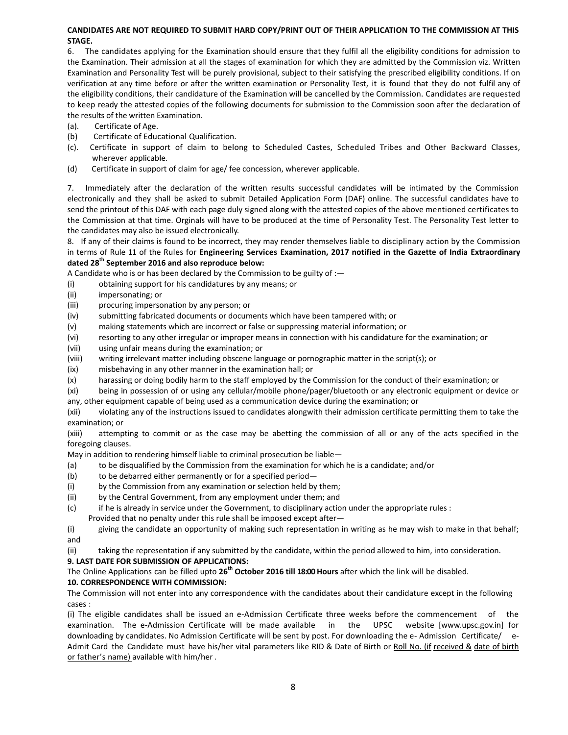**CANDIDATES ARE NOT REQUIRED TO SUBMIT HARD COPY/PRINT OUT OF THEIR APPLICATION TO THE COMMISSION AT THIS STAGE.**

6. The candidates applying for the Examination should ensure that they fulfil all the eligibility conditions for admission to the Examination. Their admission at all the stages of examination for which they are admitted by the Commission viz. Written Examination and Personality Test will be purely provisional, subject to their satisfying the prescribed eligibility conditions. If on verification at any time before or after the written examination or Personality Test, it is found that they do not fulfil any of the eligibility conditions, their candidature of the Examination will be cancelled by the Commission. Candidates are requested to keep ready the attested copies of the following documents for submission to the Commission soon after the declaration of the results of the written Examination.

(a). Certificate of Age.

(b) Certificate of Educational Qualification.

(c). Certificate in support of claim to belong to Scheduled Castes, Scheduled Tribes and Other Backward Classes, wherever applicable.

(d) Certificate in support of claim for age/ fee concession, wherever applicable.

7. Immediately after the declaration of the written results successful candidates will be intimated by the Commission electronically and they shall be asked to submit Detailed Application Form (DAF) online. The successful candidates have to send the printout of this DAF with each page duly signed along with the attested copies of the above mentioned certificates to the Commission at that time. Orginals will have to be produced at the time of Personality Test. The Personality Test letter to the candidates may also be issued electronically.

8. If any of their claims is found to be incorrect, they may render themselves liable to disciplinary action by the Commission in terms of Rule 11 of the Rules for **Engineering Services Examination, 2017 notified in the Gazette of India Extraordinary dated 28th September 2016 and also reproduce below:**

A Candidate who is or has been declared by the Commission to be guilty of :—

(i) obtaining support for his candidatures by any means; or

(ii) impersonating; or

(iii) procuring impersonation by any person; or

(iv) submitting fabricated documents or documents which have been tampered with; or

(v) making statements which are incorrect or false or suppressing material information; or

(vi) resorting to any other irregular or improper means in connection with his candidature for the examination; or

(vii) using unfair means during the examination; or

(viii) writing irrelevant matter including obscene language or pornographic matter in the script(s); or

(ix) misbehaving in any other manner in the examination hall; or

(x) harassing or doing bodily harm to the staff employed by the Commission for the conduct of their examination; or

(xi) being in possession of or using any cellular/mobile phone/pager/bluetooth or any electronic equipment or device or any, other equipment capable of being used as a communication device during the examination; or

(xii) violating any of the instructions issued to candidates alongwith their admission certificate permitting them to take the examination; or

(xiii) attempting to commit or as the case may be abetting the commission of all or any of the acts specified in the foregoing clauses.

May in addition to rendering himself liable to criminal prosecution be liable—

(a) to be disqualified by the Commission from the examination for which he is a candidate; and/or

(b) to be debarred either permanently or for a specified period—

(i) by the Commission from any examination or selection held by them;

(ii) by the Central Government, from any employment under them; and

(c) if he is already in service under the Government, to disciplinary action under the appropriate rules :

Provided that no penalty under this rule shall be imposed except after—

(i) giving the candidate an opportunity of making such representation in writing as he may wish to make in that behalf; and

(ii) taking the representation if any submitted by the candidate, within the period allowed to him, into consideration.

**9. LAST DATE FOR SUBMISSION OF APPLICATIONS:**

The Online Applications can be filled upto **26th October 2016 till 18:00 Hours** after which the link will be disabled.

**10. CORRESPONDENCE WITH COMMISSION:**

The Commission will not enter into any correspondence with the candidates about their candidature except in the following cases :

(i) The eligible candidates shall be issued an e-Admission Certificate three weeks before the commencement of the examination. The e-Admission Certificate will be made available in the UPSC website [www.upsc.gov.in] for downloading by candidates. No Admission Certificate will be sent by post. For downloading the e- Admission Certificate/ e-Admit Card the Candidate must have his/her vital parameters like RID & Date of Birth or Roll No. (if received & date of birth or father's name) available with him/her .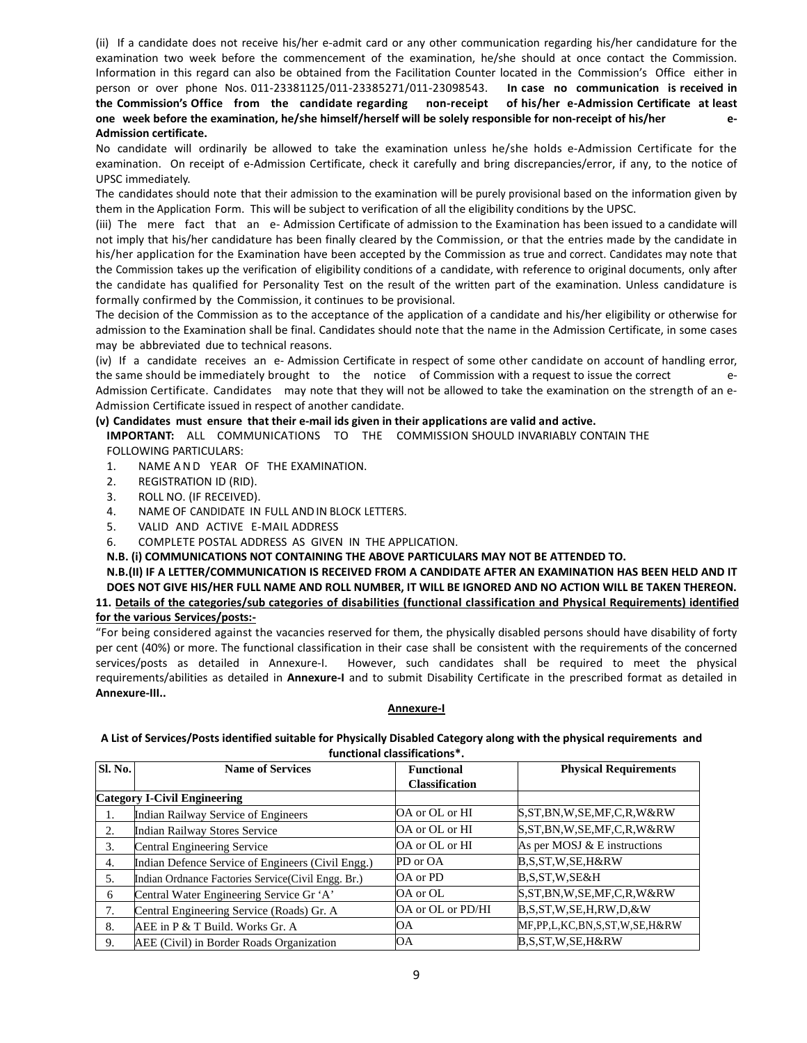(ii) If a candidate does not receive his/her e-admit card or any other communication regarding his/her candidature for the examination two week before the commencement of the examination, he/she should at once contact the Commission. Information in this regard can also be obtained from the Facilitation Counter located in the Commission's Office either in person or over phone Nos. 011-23381125/011-23385271/011-23098543. **In case no communication is received in the Commission's Office from the candidate regarding non-receipt of his/her e-Admission Certificate at least one week before the examination, he/she himself/herself will be solely responsible for non-receipt of his/her e-Admission certificate.**

No candidate will ordinarily be allowed to take the examination unless he/she holds e-Admission Certificate for the examination. On receipt of e-Admission Certificate, check it carefully and bring discrepancies/error, if any, to the notice of UPSC immediately.

The candidates should note that their admission to the examination will be purely provisional based on the information given by them in the Application Form. This will be subject to verification of all the eligibility conditions by the UPSC.

(iii) The mere fact that an e- Admission Certificate of admission to the Examination has been issued to a candidate will not imply that his/her candidature has been finally cleared by the Commission, or that the entries made by the candidate in his/her application for the Examination have been accepted by the Commission as true and correct. Candidates may note that the Commission takes up the verification of eligibility conditions of a candidate, with reference to original documents, only after the candidate has qualified for Personality Test on the result of the written part of the examination. Unless candidature is formally confirmed by the Commission, it continues to be provisional.

The decision of the Commission as to the acceptance of the application of a candidate and his/her eligibility or otherwise for admission to the Examination shall be final. Candidates should note that the name in the Admission Certificate, in some cases may be abbreviated due to technical reasons.

(iv) If a candidate receives an e- Admission Certificate in respect of some other candidate on account of handling error, the same should be immediately brought to the notice of Commission with a request to issue the correct e-Admission Certificate. Candidates may note that they will not be allowed to take the examination on the strength of an e-Admission Certificate issued in respect of another candidate.

**(v) Candidates must ensure that their e-mail ids given in their applications are valid and active.**

**IMPORTANT:** ALL COMMUNICATIONS TO THE COMMISSION SHOULD INVARIABLY CONTAIN THE FOLLOWING PARTICULARS:

1. NAME AND YEAR OF THE EXAMINATION.
2. REGISTRATION ID (RID).
3. ROLL NO. (IF RECEIVED).
4. NAME OF CANDIDATE IN FULL AND IN BLOCK LETTERS.
5. VALID AND ACTIVE E-MAIL ADDRESS
6. COMPLETE POSTAL ADDRESS AS GIVEN IN THE APPLICATION.

**N.B. (i) COMMUNICATIONS NOT CONTAINING THE ABOVE PARTICULARS MAY NOT BE ATTENDED TO.**

**N.B.(II) IF A LETTER/COMMUNICATION IS RECEIVED FROM A CANDIDATE AFTER AN EXAMINATION HAS BEEN HELD AND IT DOES NOT GIVE HIS/HER FULL NAME AND ROLL NUMBER, IT WILL BE IGNORED AND NO ACTION WILL BE TAKEN THEREON.**

**11. Details of the categories/sub categories of disabilities (functional classification and Physical Requirements) identified for the various Services/posts:-**

"For being considered against the vacancies reserved for them, the physically disabled persons should have disability of forty per cent (40%) or more. The functional classification in their case shall be consistent with the requirements of the concerned services/posts as detailed in Annexure-I. However, such candidates shall be required to meet the physical requirements/abilities as detailed in **Annexure-I** and to submit Disability Certificate in the prescribed format as detailed in **Annexure-III..**

## Annexure-I

**A List of Services/Posts identified suitable for Physically Disabled Category along with the physical requirements and functional classifications\*.**

| Sl. No. | Name of Services | Functional Classification | Physical Requirements |
|---|---|---|---|
| **Category I-Civil Engineering** | | | |
| 1. | Indian Railway Service of Engineers | OA or OL or HI | S,ST,BN,W,SE,MF,C,R,W&RW |
| 2. | Indian Railway Stores Service | OA or OL or HI | S,ST,BN,W,SE,MF,C,R,W&RW |
| 3. | Central Engineering Service | OA or OL or HI | As per MOSJ & E instructions |
| 4. | Indian Defence Service of Engineers (Civil Engg.) | PD or OA | B,S,ST,W,SE,H&RW |
| 5. | Indian Ordnance Factories Service(Civil Engg. Br.) | OA or PD | B,S,ST,W,SE&H |
| 6 | Central Water Engineering Service Gr 'A' | OA or OL | S,ST,BN,W,SE,MF,C,R,W&RW |
| 7. | Central Engineering Service (Roads) Gr. A | OA or OL or PD/HI | B,S,ST,W,SE,H,RW,D,&W |
| 8. | AEE in P & T Build. Works Gr. A | OA | MF,PP,L,KC,BN,S,ST,W,SE,H&RW |
| 9. | AEE (Civil) in Border Roads Organization | OA | B,S,ST,W,SE,H&RW |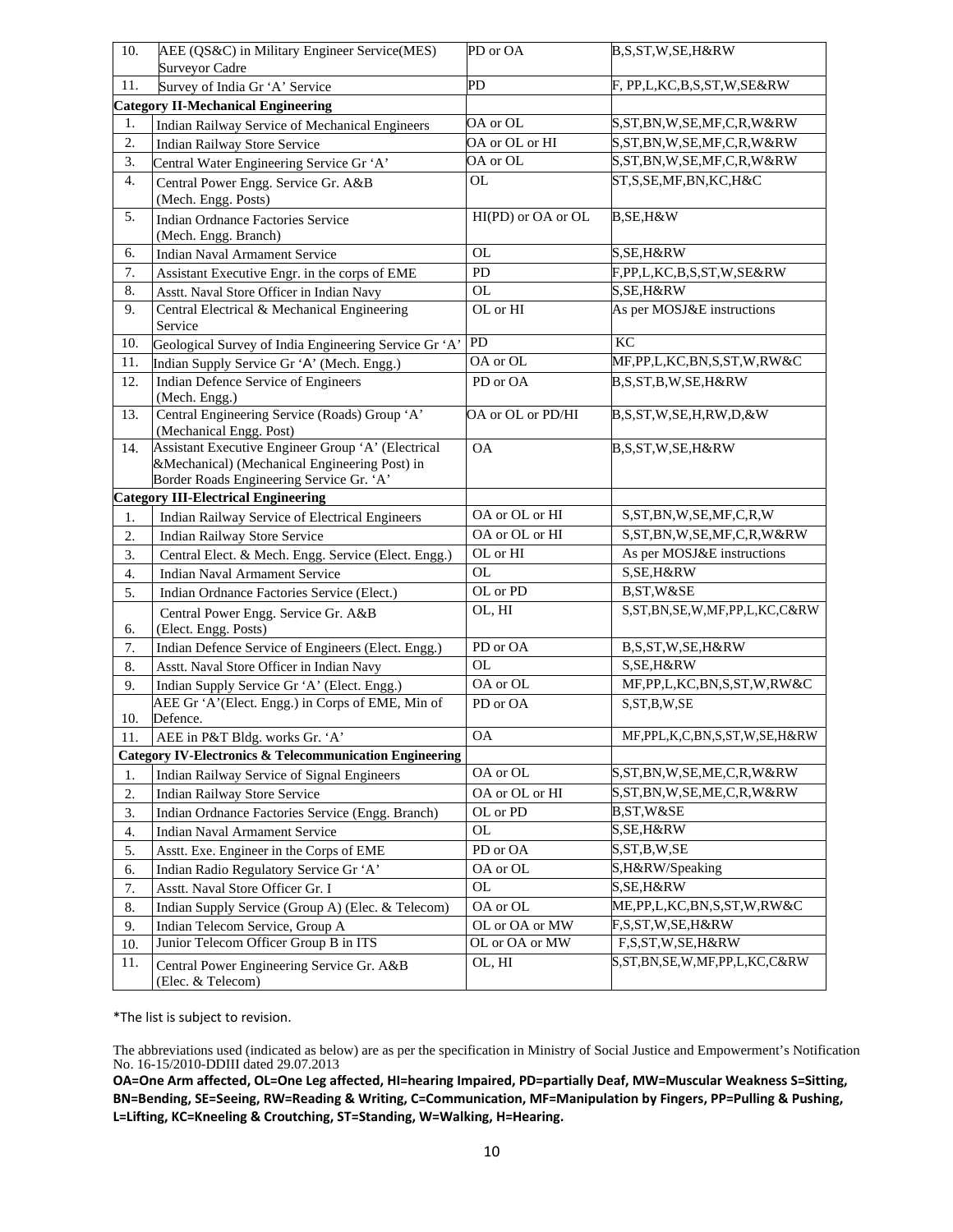| | | | |
|---|---|---|---|
| 10. | AEE (QS&C) in Military Engineer Service(MES) Surveyor Cadre | PD or OA | B,S,ST,W,SE,H&RW |
| 11. | Survey of India Gr 'A' Service | PD | F, PP,L,KC,B,S,ST,W,SE&RW |
| **Category II-Mechanical Engineering** | | | |
| 1. | Indian Railway Service of Mechanical Engineers | OA or OL | S,ST,BN,W,SE,MF,C,R,W&RW |
| 2. | Indian Railway Store Service | OA or OL or HI | S,ST,BN,W,SE,MF,C,R,W&RW |
| 3. | Central Water Engineering Service Gr 'A' | OA or OL | S,ST,BN,W,SE,MF,C,R,W&RW |
| 4. | Central Power Engg. Service Gr. A&B (Mech. Engg. Posts) | OL | ST,S,SE,MF,BN,KC,H&C |
| 5. | Indian Ordnance Factories Service (Mech. Engg. Branch) | HI(PD) or OA or OL | B,SE,H&W |
| 6. | Indian Naval Armament Service | OL | S,SE,H&RW |
| 7. | Assistant Executive Engr. in the corps of EME | PD | F,PP,L,KC,B,S,ST,W,SE&RW |
| 8. | Asstt. Naval Store Officer in Indian Navy | OL | S,SE,H&RW |
| 9. | Central Electrical & Mechanical Engineering Service | OL or HI | As per MOSJ&E instructions |
| 10. | Geological Survey of India Engineering Service Gr 'A' | PD | KC |
| 11. | Indian Supply Service Gr 'A' (Mech. Engg.) | OA or OL | MF,PP,L,KC,BN,S,ST,W,RW&C |
| 12. | Indian Defence Service of Engineers (Mech. Engg.) | PD or OA | B,S,ST,B,W,SE,H&RW |
| 13. | Central Engineering Service (Roads) Group 'A' (Mechanical Engg. Post) | OA or OL or PD/HI | B,S,ST,W,SE,H,RW,D,&W |
| 14. | Assistant Executive Engineer Group 'A' (Electrical &Mechanical) (Mechanical Engineering Post) in Border Roads Engineering Service Gr. 'A' | OA | B,S,ST,W,SE,H&RW |
| **Category III-Electrical Engineering** | | | |
| 1. | Indian Railway Service of Electrical Engineers | OA or OL or HI | S,ST,BN,W,SE,MF,C,R,W |
| 2. | Indian Railway Store Service | OA or OL or HI | S,ST,BN,W,SE,MF,C,R,W&RW |
| 3. | Central Elect. & Mech. Engg. Service (Elect. Engg.) | OL or HI | As per MOSJ&E instructions |
| 4. | Indian Naval Armament Service | OL | S,SE,H&RW |
| 5. | Indian Ordnance Factories Service (Elect.) | OL or PD | B,ST,W&SE |
| 6. | Central Power Engg. Service Gr. A&B (Elect. Engg. Posts) | OL, HI | S,ST,BN,SE,W,MF,PP,L,KC,C&RW |
| 7. | Indian Defence Service of Engineers (Elect. Engg.) | PD or OA | B,S,ST,W,SE,H&RW |
| 8. | Asstt. Naval Store Officer in Indian Navy | OL | S,SE,H&RW |
| 9. | Indian Supply Service Gr 'A' (Elect. Engg.) | OA or OL | MF,PP,L,KC,BN,S,ST,W,RW&C |
| 10. | AEE Gr 'A'(Elect. Engg.) in Corps of EME, Min of Defence. | PD or OA | S,ST,B,W,SE |
| 11. | AEE in P&T Bldg. works Gr. 'A' | OA | MF,PPL,K,C,BN,S,ST,W,SE,H&RW |
| **Category IV-Electronics & Telecommunication Engineering** | | | |
| 1. | Indian Railway Service of Signal Engineers | OA or OL | S,ST,BN,W,SE,ME,C,R,W&RW |
| 2. | Indian Railway Store Service | OA or OL or HI | S,ST,BN,W,SE,ME,C,R,W&RW |
| 3. | Indian Ordnance Factories Service (Engg. Branch) | OL or PD | B,ST,W&SE |
| 4. | Indian Naval Armament Service | OL | S,SE,H&RW |
| 5. | Asstt. Exe. Engineer in the Corps of EME | PD or OA | S,ST,B,W,SE |
| 6. | Indian Radio Regulatory Service Gr 'A' | OA or OL | S,H&RW/Speaking |
| 7. | Asstt. Naval Store Officer Gr. I | OL | S,SE,H&RW |
| 8. | Indian Supply Service (Group A) (Elec. & Telecom) | OA or OL | ME,PP,L,KC,BN,S,ST,W,RW&C |
| 9. | Indian Telecom Service, Group A | OL or OA or MW | F,S,ST,W,SE,H&RW |
| 10. | Junior Telecom Officer Group B in ITS | OL or OA or MW | F,S,ST,W,SE,H&RW |
| 11. | Central Power Engineering Service Gr. A&B (Elec. & Telecom) | OL, HI | S,ST,BN,SE,W,MF,PP,L,KC,C&RW |

*The list is subject to revision.

The abbreviations used (indicated as below) are as per the specification in Ministry of Social Justice and Empowerment's Notification No. 16-15/2010-DDIII dated 29.07.2013

**OA=One Arm affected, OL=One Leg affected, HI=hearing Impaired, PD=partially Deaf, MW=Muscular Weakness S=Sitting, BN=Bending, SE=Seeing, RW=Reading & Writing, C=Communication, MF=Manipulation by Fingers, PP=Pulling & Pushing, L=Lifting, KC=Kneeling & Croutching, ST=Standing, W=Walking, H=Hearing.**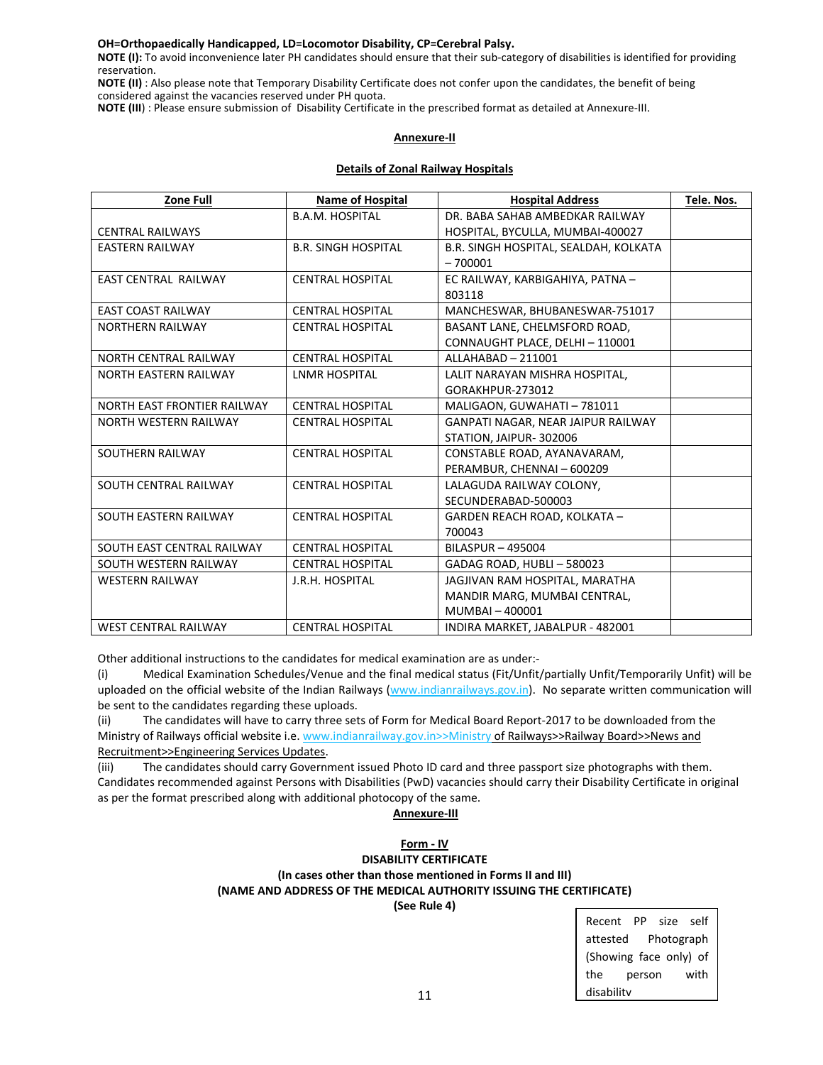**OH=Orthopaedically Handicapped, LD=Locomotor Disability, CP=Cerebral Palsy.**

**NOTE (I):** To avoid inconvenience later PH candidates should ensure that their sub-category of disabilities is identified for providing reservation.

**NOTE (II)** : Also please note that Temporary Disability Certificate does not confer upon the candidates, the benefit of being considered against the vacancies reserved under PH quota.

**NOTE (III**) : Please ensure submission of Disability Certificate in the prescribed format as detailed at Annexure-III.

## Annexure-II

### Details of Zonal Railway Hospitals

| Zone Full | Name of Hospital | Hospital Address | Tele. Nos. |
|---|---|---|---|
| CENTRAL RAILWAYS | B.A.M. HOSPITAL | DR. BABA SAHAB AMBEDKAR RAILWAY HOSPITAL, BYCULLA, MUMBAI-400027 | |
| EASTERN RAILWAY | B.R. SINGH HOSPITAL | B.R. SINGH HOSPITAL, SEALDAH, KOLKATA – 700001 | |
| EAST CENTRAL RAILWAY | CENTRAL HOSPITAL | EC RAILWAY, KARBIGAHIYA, PATNA – 803118 | |
| EAST COAST RAILWAY | CENTRAL HOSPITAL | MANCHESWAR, BHUBANESWAR-751017 | |
| NORTHERN RAILWAY | CENTRAL HOSPITAL | BASANT LANE, CHELMSFORD ROAD, CONNAUGHT PLACE, DELHI – 110001 | |
| NORTH CENTRAL RAILWAY | CENTRAL HOSPITAL | ALLAHABAD – 211001 | |
| NORTH EASTERN RAILWAY | LNMR HOSPITAL | LALIT NARAYAN MISHRA HOSPITAL, GORAKHPUR-273012 | |
| NORTH EAST FRONTIER RAILWAY | CENTRAL HOSPITAL | MALIGAON, GUWAHATI – 781011 | |
| NORTH WESTERN RAILWAY | CENTRAL HOSPITAL | GANPATI NAGAR, NEAR JAIPUR RAILWAY STATION, JAIPUR- 302006 | |
| SOUTHERN RAILWAY | CENTRAL HOSPITAL | CONSTABLE ROAD, AYANAVARAM, PERAMBUR, CHENNAI – 600209 | |
| SOUTH CENTRAL RAILWAY | CENTRAL HOSPITAL | LALAGUDA RAILWAY COLONY, SECUNDERABAD-500003 | |
| SOUTH EASTERN RAILWAY | CENTRAL HOSPITAL | GARDEN REACH ROAD, KOLKATA – 700043 | |
| SOUTH EAST CENTRAL RAILWAY | CENTRAL HOSPITAL | BILASPUR – 495004 | |
| SOUTH WESTERN RAILWAY | CENTRAL HOSPITAL | GADAG ROAD, HUBLI – 580023 | |
| WESTERN RAILWAY | J.R.H. HOSPITAL | JAGJIVAN RAM HOSPITAL, MARATHA MANDIR MARG, MUMBAI CENTRAL, MUMBAI – 400001 | |
| WEST CENTRAL RAILWAY | CENTRAL HOSPITAL | INDIRA MARKET, JABALPUR - 482001 | |

Other additional instructions to the candidates for medical examination are as under:-

(i) Medical Examination Schedules/Venue and the final medical status (Fit/Unfit/partially Unfit/Temporarily Unfit) will be uploaded on the official website of the Indian Railways (www.indianrailways.gov.in). No separate written communication will be sent to the candidates regarding these uploads.

(ii) The candidates will have to carry three sets of Form for Medical Board Report-2017 to be downloaded from the Ministry of Railways official website i.e. www.indianrailway.gov.in>>Ministry of Railways>>Railway Board>>News and Recruitment>>Engineering Services Updates.

(iii) The candidates should carry Government issued Photo ID card and three passport size photographs with them. Candidates recommended against Persons with Disabilities (PwD) vacancies should carry their Disability Certificate in original as per the format prescribed along with additional photocopy of the same.

## Annexure-III

### Form - IV

**DISABILITY CERTIFICATE**

**(In cases other than those mentioned in Forms II and III)**

**(NAME AND ADDRESS OF THE MEDICAL AUTHORITY ISSUING THE CERTIFICATE)**

**(See Rule 4)**

| Recent PP size self attested Photograph (Showing face only) of the person with disability |
|---|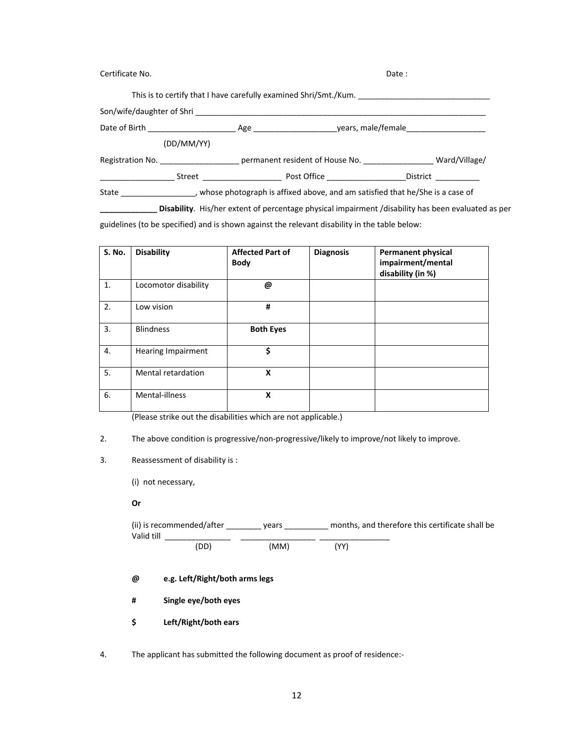Certificate No. Date :

This is to certify that I have carefully examined Shri/Smt./Kum. ______________________________

Son/wife/daughter of Shri ___________________________________________________________________

Date of Birth ____________________ Age ___________________years, male/female__________________

(DD/MM/YY)

Registration No. __________________ permanent resident of House No. ________________ Ward/Village/

_________________ Street __________________ Post Office __________________District __________

State _________________, whose photograph is affixed above, and am satisfied that he/She is a case of

**_____________ Disability**. His/her extent of percentage physical impairment /disability has been evaluated as per guidelines (to be specified) and is shown against the relevant disability in the table below:

| S. No. | Disability | Affected Part of Body | Diagnosis | Permanent physical impairment/mental disability (in %) |
|---|---|---|---|---|
| 1. | Locomotor disability | **@** | | |
| 2. | Low vision | **#** | | |
| 3. | Blindness | **Both Eyes** | | |
| 4. | Hearing Impairment | **$** | | |
| 5. | Mental retardation | **X** | | |
| 6. | Mental-illness | **X** | | |

(Please strike out the disabilities which are not applicable.)

2. The above condition is progressive/non-progressive/likely to improve/not likely to improve.

3. Reassessment of disability is :

(i) not necessary,

**Or**

(ii) is recommended/after ________ years __________ months, and therefore this certificate shall be Valid till _______________ _________________ ________________
(DD) (MM) (YY)

**@ e.g. Left/Right/both arms legs**

**# Single eye/both eyes**

**$ Left/Right/both ears**

4. The applicant has submitted the following document as proof of residence:-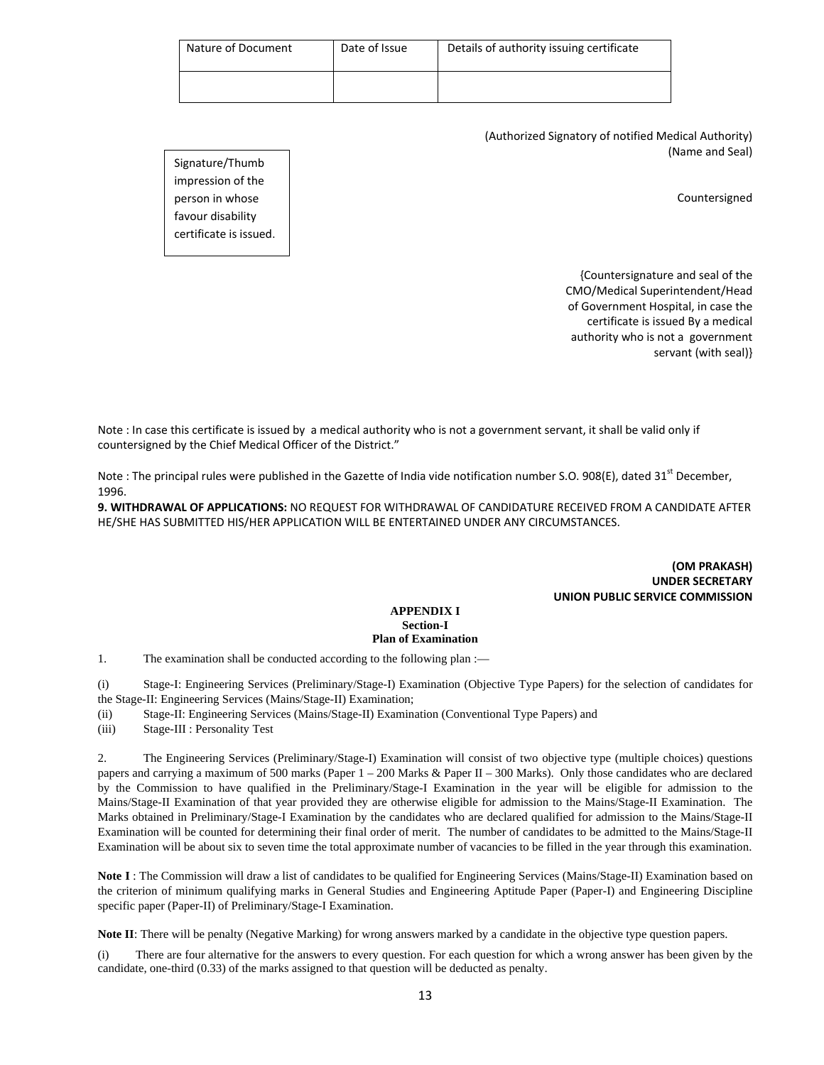| Nature of Document | Date of Issue | Details of authority issuing certificate |
|---|---|---|
| | | |

(Authorized Signatory of notified Medical Authority)
(Name and Seal)

Signature/Thumb impression of the person in whose favour disability certificate is issued.

Countersigned

{Countersignature and seal of the CMO/Medical Superintendent/Head of Government Hospital, in case the certificate is issued By a medical authority who is not a government servant (with seal)}

Note : In case this certificate is issued by a medical authority who is not a government servant, it shall be valid only if countersigned by the Chief Medical Officer of the District."

Note : The principal rules were published in the Gazette of India vide notification number S.O. 908(E), dated 31st December, 1996.

**9. WITHDRAWAL OF APPLICATIONS:** NO REQUEST FOR WITHDRAWAL OF CANDIDATURE RECEIVED FROM A CANDIDATE AFTER HE/SHE HAS SUBMITTED HIS/HER APPLICATION WILL BE ENTERTAINED UNDER ANY CIRCUMSTANCES.

**(OM PRAKASH)**
**UNDER SECRETARY**
**UNION PUBLIC SERVICE COMMISSION**

## APPENDIX I
### Section-I
### Plan of Examination

1. The examination shall be conducted according to the following plan :—

(i) Stage-I: Engineering Services (Preliminary/Stage-I) Examination (Objective Type Papers) for the selection of candidates for the Stage-II: Engineering Services (Mains/Stage-II) Examination;

(ii) Stage-II: Engineering Services (Mains/Stage-II) Examination (Conventional Type Papers) and

(iii) Stage-III : Personality Test

2. The Engineering Services (Preliminary/Stage-I) Examination will consist of two objective type (multiple choices) questions papers and carrying a maximum of 500 marks (Paper 1 – 200 Marks & Paper II – 300 Marks). Only those candidates who are declared by the Commission to have qualified in the Preliminary/Stage-I Examination in the year will be eligible for admission to the Mains/Stage-II Examination of that year provided they are otherwise eligible for admission to the Mains/Stage-II Examination. The Marks obtained in Preliminary/Stage-I Examination by the candidates who are declared qualified for admission to the Mains/Stage-II Examination will be counted for determining their final order of merit. The number of candidates to be admitted to the Mains/Stage-II Examination will be about six to seven time the total approximate number of vacancies to be filled in the year through this examination.

**Note I** : The Commission will draw a list of candidates to be qualified for Engineering Services (Mains/Stage-II) Examination based on the criterion of minimum qualifying marks in General Studies and Engineering Aptitude Paper (Paper-I) and Engineering Discipline specific paper (Paper-II) of Preliminary/Stage-I Examination.

**Note II**: There will be penalty (Negative Marking) for wrong answers marked by a candidate in the objective type question papers.

(i) There are four alternative for the answers to every question. For each question for which a wrong answer has been given by the candidate, one-third (0.33) of the marks assigned to that question will be deducted as penalty.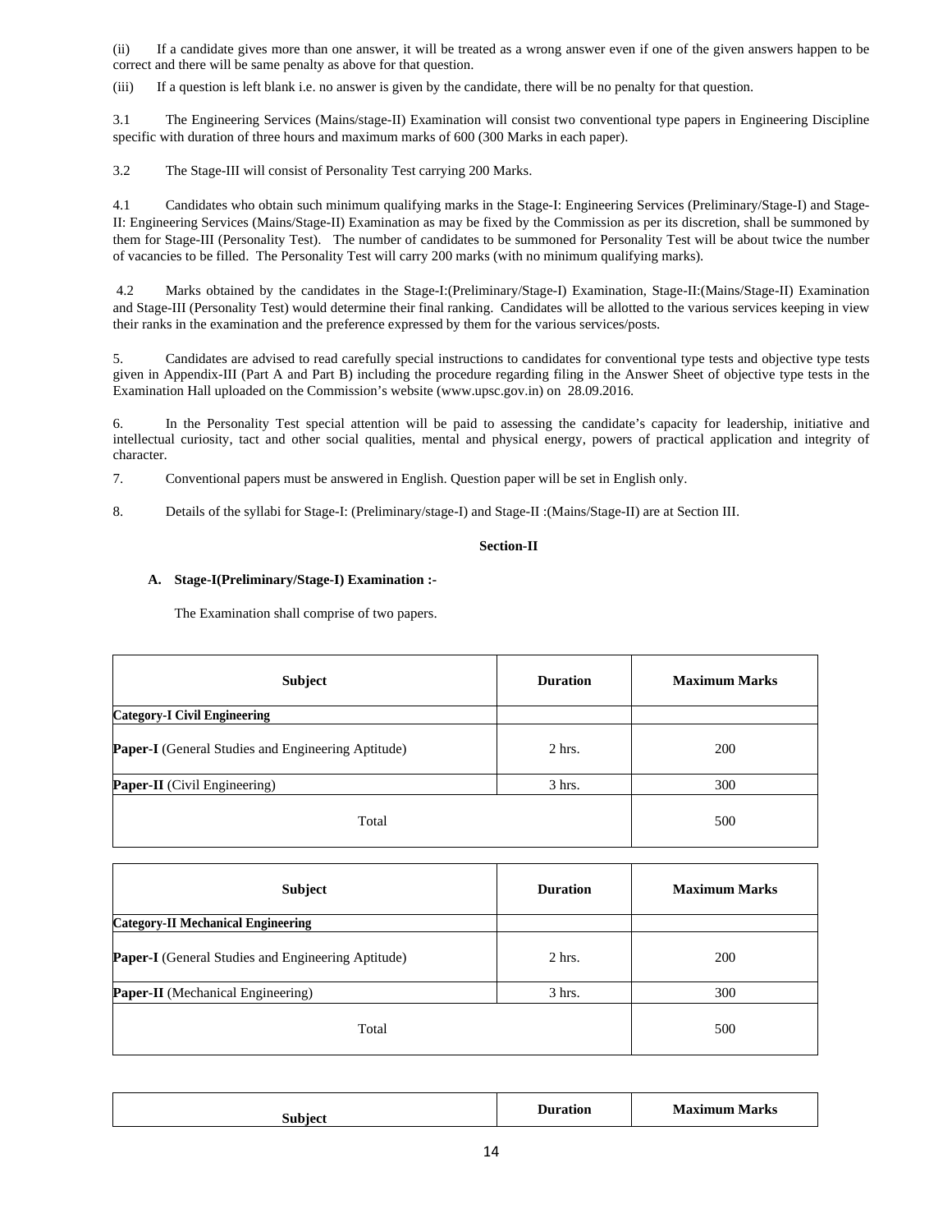(ii) If a candidate gives more than one answer, it will be treated as a wrong answer even if one of the given answers happen to be correct and there will be same penalty as above for that question.

(iii) If a question is left blank i.e. no answer is given by the candidate, there will be no penalty for that question.

3.1 The Engineering Services (Mains/stage-II) Examination will consist two conventional type papers in Engineering Discipline specific with duration of three hours and maximum marks of 600 (300 Marks in each paper).

3.2 The Stage-III will consist of Personality Test carrying 200 Marks.

4.1 Candidates who obtain such minimum qualifying marks in the Stage-I: Engineering Services (Preliminary/Stage-I) and Stage-II: Engineering Services (Mains/Stage-II) Examination as may be fixed by the Commission as per its discretion, shall be summoned by them for Stage-III (Personality Test). The number of candidates to be summoned for Personality Test will be about twice the number of vacancies to be filled. The Personality Test will carry 200 marks (with no minimum qualifying marks).

4.2 Marks obtained by the candidates in the Stage-I:(Preliminary/Stage-I) Examination, Stage-II:(Mains/Stage-II) Examination and Stage-III (Personality Test) would determine their final ranking. Candidates will be allotted to the various services keeping in view their ranks in the examination and the preference expressed by them for the various services/posts.

5. Candidates are advised to read carefully special instructions to candidates for conventional type tests and objective type tests given in Appendix-III (Part A and Part B) including the procedure regarding filing in the Answer Sheet of objective type tests in the Examination Hall uploaded on the Commission's website (www.upsc.gov.in) on 28.09.2016.

6. In the Personality Test special attention will be paid to assessing the candidate's capacity for leadership, initiative and intellectual curiosity, tact and other social qualities, mental and physical energy, powers of practical application and integrity of character.

7. Conventional papers must be answered in English. Question paper will be set in English only.

8. Details of the syllabi for Stage-I: (Preliminary/stage-I) and Stage-II :(Mains/Stage-II) are at Section III.

## Section-II

### A. Stage-I(Preliminary/Stage-I) Examination :-

The Examination shall comprise of two papers.

| Subject | Duration | Maximum Marks |
|---|---|---|
| **Category-I Civil Engineering** | | |
| **Paper-I** (General Studies and Engineering Aptitude) | 2 hrs. | 200 |
| **Paper-II** (Civil Engineering) | 3 hrs. | 300 |
| Total | | 500 |

| Subject | Duration | Maximum Marks |
|---|---|---|
| **Category-II Mechanical Engineering** | | |
| **Paper-I** (General Studies and Engineering Aptitude) | 2 hrs. | 200 |
| **Paper-II** (Mechanical Engineering) | 3 hrs. | 300 |
| Total | | 500 |

| Subject | Duration | Maximum Marks |
|---|---|---|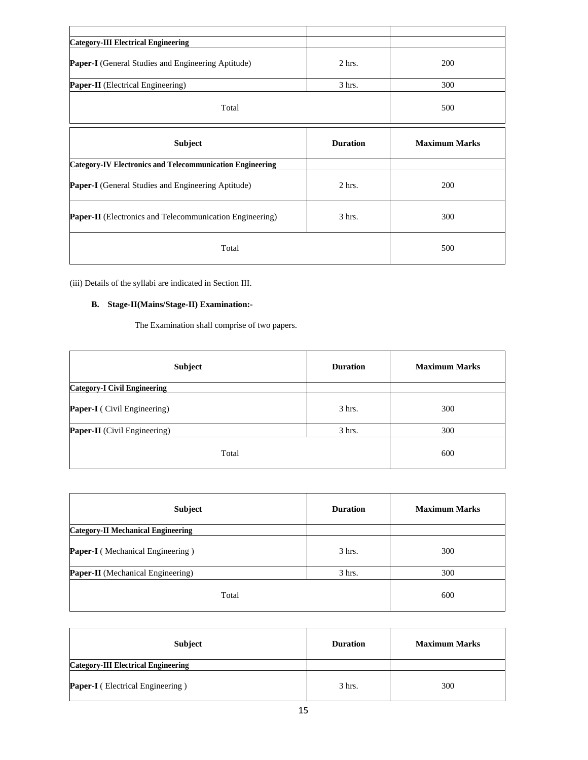| | | |
|---|---|---|
| **Category-III Electrical Engineering** | | |
| **Paper-I** (General Studies and Engineering Aptitude) | 2 hrs. | 200 |
| **Paper-II** (Electrical Engineering) | 3 hrs. | 300 |
| Total | | 500 |

| Subject | Duration | Maximum Marks |
|---|---|---|
| **Category-IV Electronics and Telecommunication Engineering** | | |
| **Paper-I** (General Studies and Engineering Aptitude) | 2 hrs. | 200 |
| **Paper-II** (Electronics and Telecommunication Engineering) | 3 hrs. | 300 |
| Total | | 500 |

(iii) Details of the syllabi are indicated in Section III.

**B. Stage-II(Mains/Stage-II) Examination:-**

The Examination shall comprise of two papers.

| Subject | Duration | Maximum Marks |
|---|---|---|
| **Category-I Civil Engineering** | | |
| **Paper-I** ( Civil Engineering) | 3 hrs. | 300 |
| **Paper-II** (Civil Engineering) | 3 hrs. | 300 |
| Total | | 600 |

| Subject | Duration | Maximum Marks |
|---|---|---|
| **Category-II Mechanical Engineering** | | |
| **Paper-I** ( Mechanical Engineering ) | 3 hrs. | 300 |
| **Paper-II** (Mechanical Engineering) | 3 hrs. | 300 |
| Total | | 600 |

| Subject | Duration | Maximum Marks |
|---|---|---|
| **Category-III Electrical Engineering** | | |
| **Paper-I** ( Electrical Engineering ) | 3 hrs. | 300 |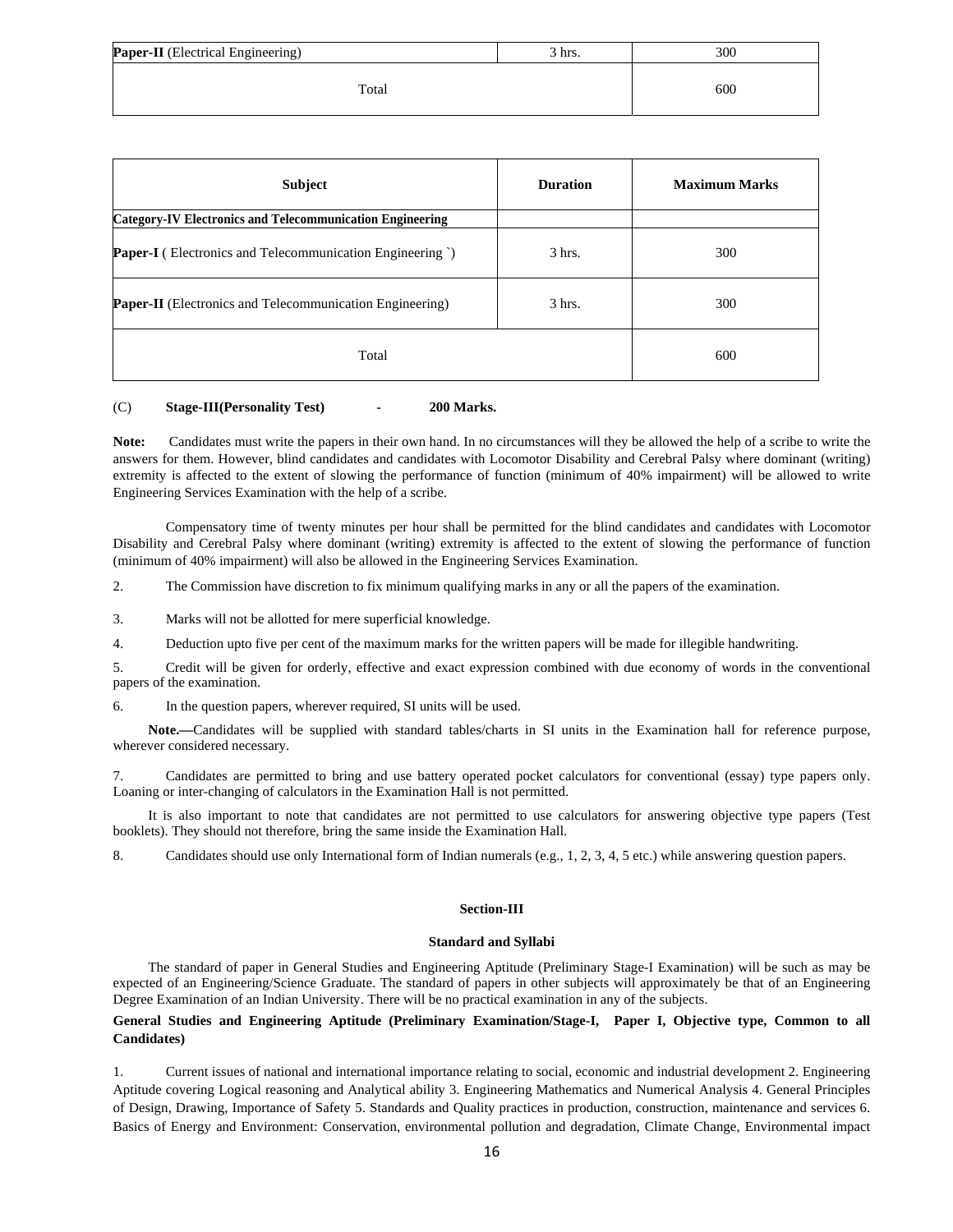| **Paper-II** (Electrical Engineering) | 3 hrs. | 300 |
|---|---|---|
| Total | | 600 |

| Subject | Duration | Maximum Marks |
|---|---|---|
| **Category-IV Electronics and Telecommunication Engineering** | | |
| **Paper-I** ( Electronics and Telecommunication Engineering `) | 3 hrs. | 300 |
| **Paper-II** (Electronics and Telecommunication Engineering) | 3 hrs. | 300 |
| Total | | 600 |

(C) **Stage-III(Personality Test) - 200 Marks.**

**Note:** Candidates must write the papers in their own hand. In no circumstances will they be allowed the help of a scribe to write the answers for them. However, blind candidates and candidates with Locomotor Disability and Cerebral Palsy where dominant (writing) extremity is affected to the extent of slowing the performance of function (minimum of 40% impairment) will be allowed to write Engineering Services Examination with the help of a scribe.

Compensatory time of twenty minutes per hour shall be permitted for the blind candidates and candidates with Locomotor Disability and Cerebral Palsy where dominant (writing) extremity is affected to the extent of slowing the performance of function (minimum of 40% impairment) will also be allowed in the Engineering Services Examination.

2. The Commission have discretion to fix minimum qualifying marks in any or all the papers of the examination.

3. Marks will not be allotted for mere superficial knowledge.

4. Deduction upto five per cent of the maximum marks for the written papers will be made for illegible handwriting.

5. Credit will be given for orderly, effective and exact expression combined with due economy of words in the conventional papers of the examination.

6. In the question papers, wherever required, SI units will be used.

**Note.—**Candidates will be supplied with standard tables/charts in SI units in the Examination hall for reference purpose, wherever considered necessary.

7. Candidates are permitted to bring and use battery operated pocket calculators for conventional (essay) type papers only. Loaning or inter-changing of calculators in the Examination Hall is not permitted.

It is also important to note that candidates are not permitted to use calculators for answering objective type papers (Test booklets). They should not therefore, bring the same inside the Examination Hall.

8. Candidates should use only International form of Indian numerals (e.g., 1, 2, 3, 4, 5 etc.) while answering question papers.

## Section-III

### Standard and Syllabi

The standard of paper in General Studies and Engineering Aptitude (Preliminary Stage-I Examination) will be such as may be expected of an Engineering/Science Graduate. The standard of papers in other subjects will approximately be that of an Engineering Degree Examination of an Indian University. There will be no practical examination in any of the subjects.

**General Studies and Engineering Aptitude (Preliminary Examination/Stage-I, Paper I, Objective type, Common to all Candidates)**

1. Current issues of national and international importance relating to social, economic and industrial development 2. Engineering Aptitude covering Logical reasoning and Analytical ability 3. Engineering Mathematics and Numerical Analysis 4. General Principles of Design, Drawing, Importance of Safety 5. Standards and Quality practices in production, construction, maintenance and services 6. Basics of Energy and Environment: Conservation, environmental pollution and degradation, Climate Change, Environmental impact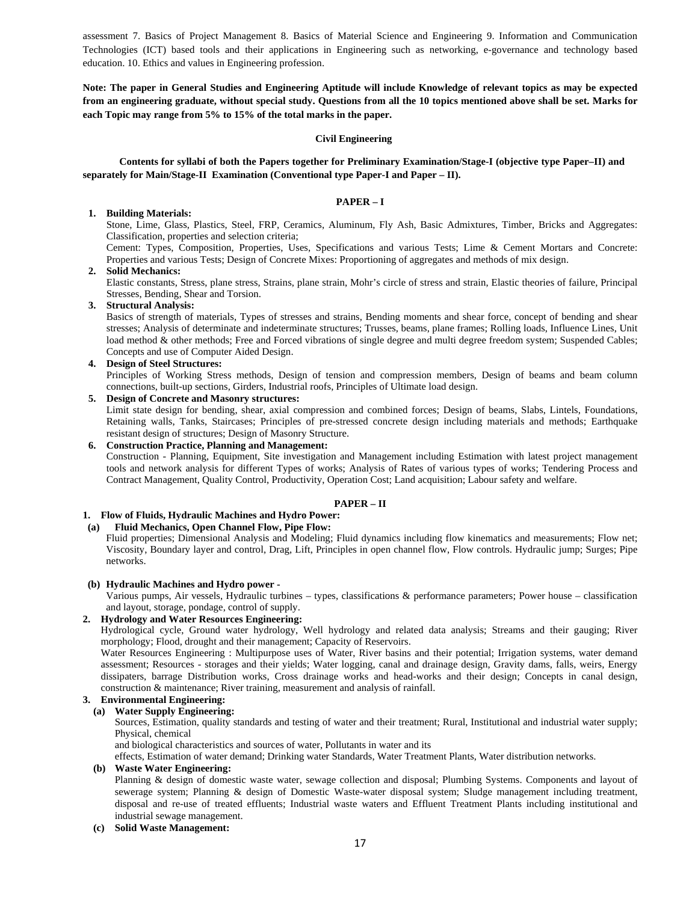assessment 7. Basics of Project Management 8. Basics of Material Science and Engineering 9. Information and Communication Technologies (ICT) based tools and their applications in Engineering such as networking, e-governance and technology based education. 10. Ethics and values in Engineering profession.

**Note: The paper in General Studies and Engineering Aptitude will include Knowledge of relevant topics as may be expected from an engineering graduate, without special study. Questions from all the 10 topics mentioned above shall be set. Marks for each Topic may range from 5% to 15% of the total marks in the paper.**

## Civil Engineering

**Contents for syllabi of both the Papers together for Preliminary Examination/Stage-I (objective type Paper–II) and separately for Main/Stage-II Examination (Conventional type Paper-I and Paper – II).**

### PAPER – I

1. **Building Materials:**
   Stone, Lime, Glass, Plastics, Steel, FRP, Ceramics, Aluminum, Fly Ash, Basic Admixtures, Timber, Bricks and Aggregates: Classification, properties and selection criteria;
   Cement: Types, Composition, Properties, Uses, Specifications and various Tests; Lime & Cement Mortars and Concrete: Properties and various Tests; Design of Concrete Mixes: Proportioning of aggregates and methods of mix design.
2. **Solid Mechanics:**
   Elastic constants, Stress, plane stress, Strains, plane strain, Mohr's circle of stress and strain, Elastic theories of failure, Principal Stresses, Bending, Shear and Torsion.
3. **Structural Analysis:**
   Basics of strength of materials, Types of stresses and strains, Bending moments and shear force, concept of bending and shear stresses; Analysis of determinate and indeterminate structures; Trusses, beams, plane frames; Rolling loads, Influence Lines, Unit load method & other methods; Free and Forced vibrations of single degree and multi degree freedom system; Suspended Cables; Concepts and use of Computer Aided Design.
4. **Design of Steel Structures:**
   Principles of Working Stress methods, Design of tension and compression members, Design of beams and beam column connections, built-up sections, Girders, Industrial roofs, Principles of Ultimate load design.
5. **Design of Concrete and Masonry structures:**
   Limit state design for bending, shear, axial compression and combined forces; Design of beams, Slabs, Lintels, Foundations, Retaining walls, Tanks, Staircases; Principles of pre-stressed concrete design including materials and methods; Earthquake resistant design of structures; Design of Masonry Structure.
6. **Construction Practice, Planning and Management:**
   Construction - Planning, Equipment, Site investigation and Management including Estimation with latest project management tools and network analysis for different Types of works; Analysis of Rates of various types of works; Tendering Process and Contract Management, Quality Control, Productivity, Operation Cost; Land acquisition; Labour safety and welfare.

### PAPER – II

1. **Flow of Fluids, Hydraulic Machines and Hydro Power:**
   - **(a) Fluid Mechanics, Open Channel Flow, Pipe Flow:**
     Fluid properties; Dimensional Analysis and Modeling; Fluid dynamics including flow kinematics and measurements; Flow net; Viscosity, Boundary layer and control, Drag, Lift, Principles in open channel flow, Flow controls. Hydraulic jump; Surges; Pipe networks.
   - **(b) Hydraulic Machines and Hydro power -**
     Various pumps, Air vessels, Hydraulic turbines – types, classifications & performance parameters; Power house – classification and layout, storage, pondage, control of supply.
2. **Hydrology and Water Resources Engineering:**
   Hydrological cycle, Ground water hydrology, Well hydrology and related data analysis; Streams and their gauging; River morphology; Flood, drought and their management; Capacity of Reservoirs.
   Water Resources Engineering : Multipurpose uses of Water, River basins and their potential; Irrigation systems, water demand assessment; Resources - storages and their yields; Water logging, canal and drainage design, Gravity dams, falls, weirs, Energy dissipaters, barrage Distribution works, Cross drainage works and head-works and their design; Concepts in canal design, construction & maintenance; River training, measurement and analysis of rainfall.
3. **Environmental Engineering:**
   - **(a) Water Supply Engineering:**
     Sources, Estimation, quality standards and testing of water and their treatment; Rural, Institutional and industrial water supply; Physical, chemical
     and biological characteristics and sources of water, Pollutants in water and its
     effects, Estimation of water demand; Drinking water Standards, Water Treatment Plants, Water distribution networks.
   - **(b) Waste Water Engineering:**
     Planning & design of domestic waste water, sewage collection and disposal; Plumbing Systems. Components and layout of sewerage system; Planning & design of Domestic Waste-water disposal system; Sludge management including treatment, disposal and re-use of treated effluents; Industrial waste waters and Effluent Treatment Plants including institutional and industrial sewage management.
   - **(c) Solid Waste Management:**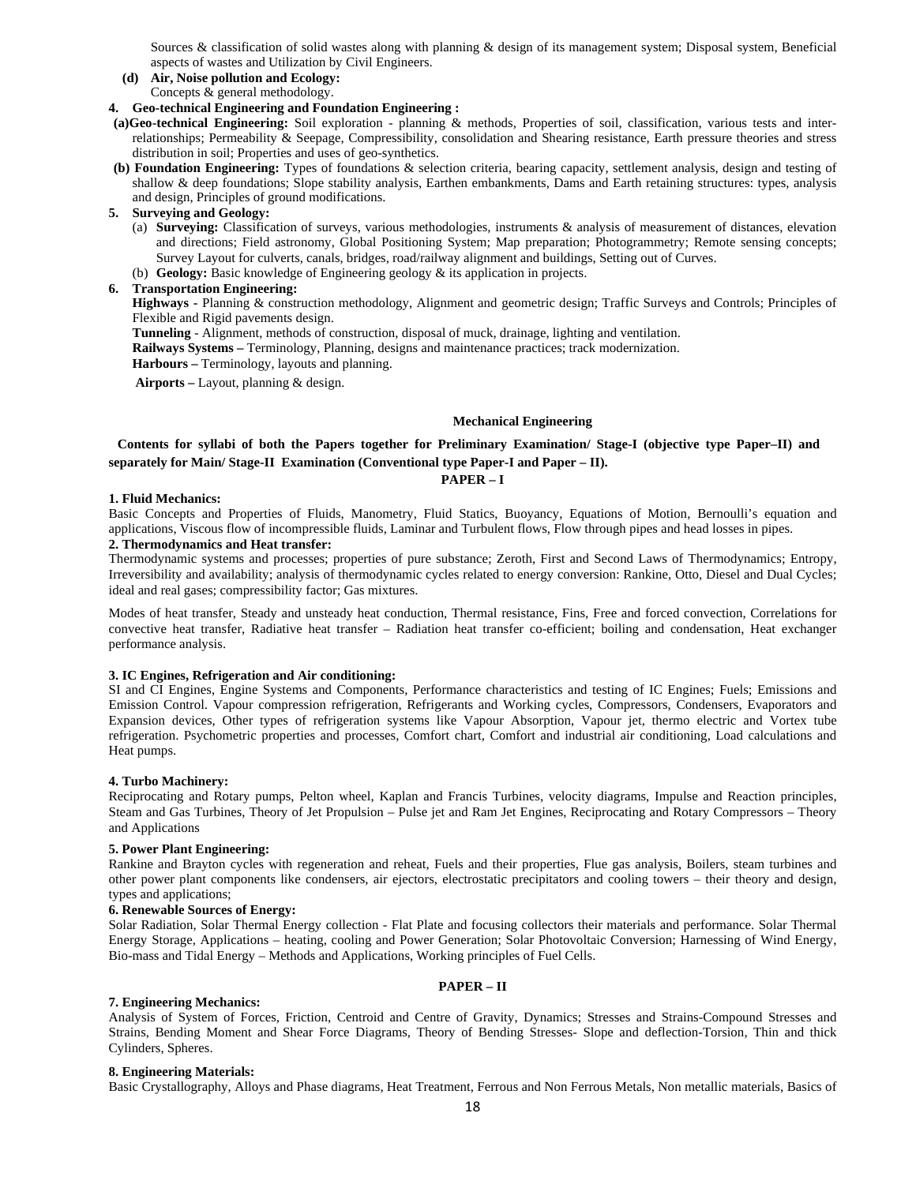Sources & classification of solid wastes along with planning & design of its management system; Disposal system, Beneficial aspects of wastes and Utilization by Civil Engineers.

**(d) Air, Noise pollution and Ecology:**
Concepts & general methodology.

**4. Geo-technical Engineering and Foundation Engineering :**

**(a)Geo-technical Engineering:** Soil exploration - planning & methods, Properties of soil, classification, various tests and inter-relationships; Permeability & Seepage, Compressibility, consolidation and Shearing resistance, Earth pressure theories and stress distribution in soil; Properties and uses of geo-synthetics.

**(b) Foundation Engineering:** Types of foundations & selection criteria, bearing capacity, settlement analysis, design and testing of shallow & deep foundations; Slope stability analysis, Earthen embankments, Dams and Earth retaining structures: types, analysis and design, Principles of ground modifications.

**5. Surveying and Geology:**

(a) **Surveying:** Classification of surveys, various methodologies, instruments & analysis of measurement of distances, elevation and directions; Field astronomy, Global Positioning System; Map preparation; Photogrammetry; Remote sensing concepts; Survey Layout for culverts, canals, bridges, road/railway alignment and buildings, Setting out of Curves.

(b) **Geology:** Basic knowledge of Engineering geology & its application in projects.

**6. Transportation Engineering:**

**Highways** - Planning & construction methodology, Alignment and geometric design; Traffic Surveys and Controls; Principles of Flexible and Rigid pavements design.

**Tunneling** - Alignment, methods of construction, disposal of muck, drainage, lighting and ventilation.

**Railways Systems –** Terminology, Planning, designs and maintenance practices; track modernization.

**Harbours –** Terminology, layouts and planning.

**Airports –** Layout, planning & design.

## Mechanical Engineering

**Contents for syllabi of both the Papers together for Preliminary Examination/ Stage-I (objective type Paper–II) and separately for Main/ Stage-II Examination (Conventional type Paper-I and Paper – II).**

### PAPER – I

**1. Fluid Mechanics:**

Basic Concepts and Properties of Fluids, Manometry, Fluid Statics, Buoyancy, Equations of Motion, Bernoulli's equation and applications, Viscous flow of incompressible fluids, Laminar and Turbulent flows, Flow through pipes and head losses in pipes.

**2. Thermodynamics and Heat transfer:**

Thermodynamic systems and processes; properties of pure substance; Zeroth, First and Second Laws of Thermodynamics; Entropy, Irreversibility and availability; analysis of thermodynamic cycles related to energy conversion: Rankine, Otto, Diesel and Dual Cycles; ideal and real gases; compressibility factor; Gas mixtures.

Modes of heat transfer, Steady and unsteady heat conduction, Thermal resistance, Fins, Free and forced convection, Correlations for convective heat transfer, Radiative heat transfer – Radiation heat transfer co-efficient; boiling and condensation, Heat exchanger performance analysis.

**3. IC Engines, Refrigeration and Air conditioning:**

SI and CI Engines, Engine Systems and Components, Performance characteristics and testing of IC Engines; Fuels; Emissions and Emission Control. Vapour compression refrigeration, Refrigerants and Working cycles, Compressors, Condensers, Evaporators and Expansion devices, Other types of refrigeration systems like Vapour Absorption, Vapour jet, thermo electric and Vortex tube refrigeration. Psychometric properties and processes, Comfort chart, Comfort and industrial air conditioning, Load calculations and Heat pumps.

**4. Turbo Machinery:**

Reciprocating and Rotary pumps, Pelton wheel, Kaplan and Francis Turbines, velocity diagrams, Impulse and Reaction principles, Steam and Gas Turbines, Theory of Jet Propulsion – Pulse jet and Ram Jet Engines, Reciprocating and Rotary Compressors – Theory and Applications

**5. Power Plant Engineering:**

Rankine and Brayton cycles with regeneration and reheat, Fuels and their properties, Flue gas analysis, Boilers, steam turbines and other power plant components like condensers, air ejectors, electrostatic precipitators and cooling towers – their theory and design, types and applications;

**6. Renewable Sources of Energy:**

Solar Radiation, Solar Thermal Energy collection - Flat Plate and focusing collectors their materials and performance. Solar Thermal Energy Storage, Applications – heating, cooling and Power Generation; Solar Photovoltaic Conversion; Harnessing of Wind Energy, Bio-mass and Tidal Energy – Methods and Applications, Working principles of Fuel Cells.

### PAPER – II

**7. Engineering Mechanics:**

Analysis of System of Forces, Friction, Centroid and Centre of Gravity, Dynamics; Stresses and Strains-Compound Stresses and Strains, Bending Moment and Shear Force Diagrams, Theory of Bending Stresses- Slope and deflection-Torsion, Thin and thick Cylinders, Spheres.

**8. Engineering Materials:**

Basic Crystallography, Alloys and Phase diagrams, Heat Treatment, Ferrous and Non Ferrous Metals, Non metallic materials, Basics of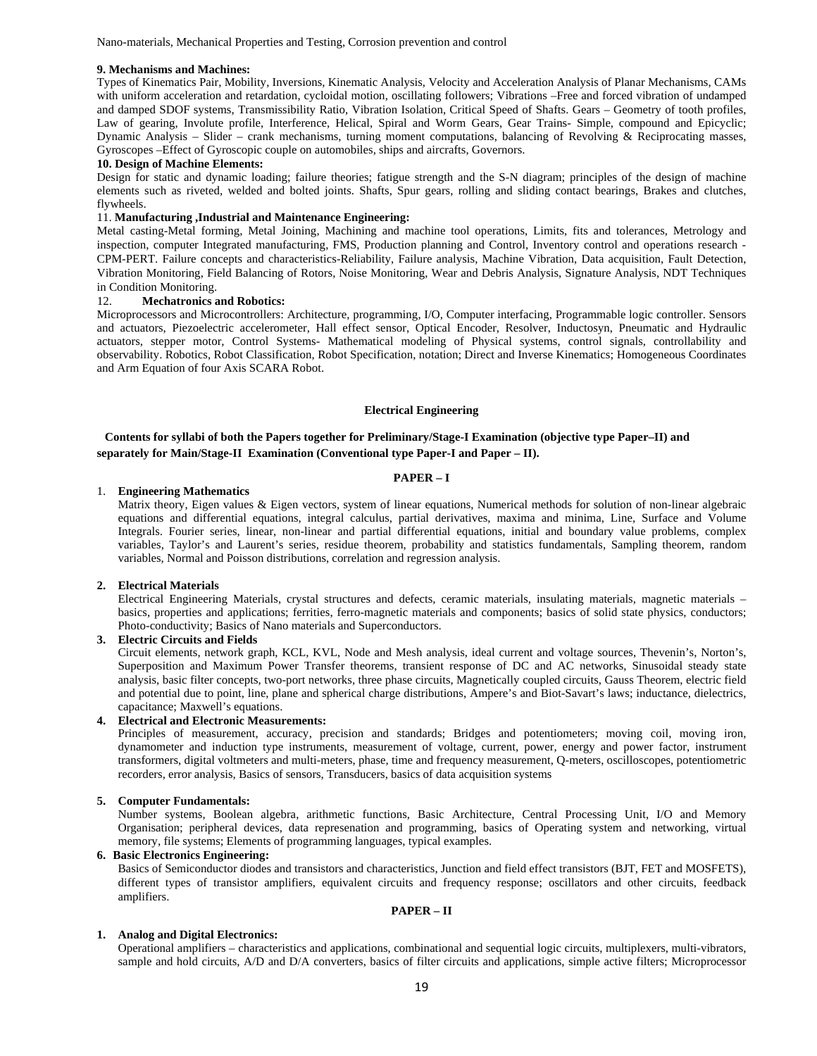Nano-materials, Mechanical Properties and Testing, Corrosion prevention and control

**9. Mechanisms and Machines:**

Types of Kinematics Pair, Mobility, Inversions, Kinematic Analysis, Velocity and Acceleration Analysis of Planar Mechanisms, CAMs with uniform acceleration and retardation, cycloidal motion, oscillating followers; Vibrations –Free and forced vibration of undamped and damped SDOF systems, Transmissibility Ratio, Vibration Isolation, Critical Speed of Shafts. Gears – Geometry of tooth profiles, Law of gearing, Involute profile, Interference, Helical, Spiral and Worm Gears, Gear Trains- Simple, compound and Epicyclic; Dynamic Analysis – Slider – crank mechanisms, turning moment computations, balancing of Revolving & Reciprocating masses, Gyroscopes –Effect of Gyroscopic couple on automobiles, ships and aircrafts, Governors.

**10. Design of Machine Elements:**

Design for static and dynamic loading; failure theories; fatigue strength and the S-N diagram; principles of the design of machine elements such as riveted, welded and bolted joints. Shafts, Spur gears, rolling and sliding contact bearings, Brakes and clutches, flywheels.

11. **Manufacturing ,Industrial and Maintenance Engineering:**

Metal casting-Metal forming, Metal Joining, Machining and machine tool operations, Limits, fits and tolerances, Metrology and inspection, computer Integrated manufacturing, FMS, Production planning and Control, Inventory control and operations research - CPM-PERT. Failure concepts and characteristics-Reliability, Failure analysis, Machine Vibration, Data acquisition, Fault Detection, Vibration Monitoring, Field Balancing of Rotors, Noise Monitoring, Wear and Debris Analysis, Signature Analysis, NDT Techniques in Condition Monitoring.

12. **Mechatronics and Robotics:**

Microprocessors and Microcontrollers: Architecture, programming, I/O, Computer interfacing, Programmable logic controller. Sensors and actuators, Piezoelectric accelerometer, Hall effect sensor, Optical Encoder, Resolver, Inductosyn, Pneumatic and Hydraulic actuators, stepper motor, Control Systems- Mathematical modeling of Physical systems, control signals, controllability and observability. Robotics, Robot Classification, Robot Specification, notation; Direct and Inverse Kinematics; Homogeneous Coordinates and Arm Equation of four Axis SCARA Robot.

## Electrical Engineering

**Contents for syllabi of both the Papers together for Preliminary/Stage-I Examination (objective type Paper–II) and separately for Main/Stage-II Examination (Conventional type Paper-I and Paper – II).**

### PAPER – I

1. **Engineering Mathematics**

   Matrix theory, Eigen values & Eigen vectors, system of linear equations, Numerical methods for solution of non-linear algebraic equations and differential equations, integral calculus, partial derivatives, maxima and minima, Line, Surface and Volume Integrals. Fourier series, linear, non-linear and partial differential equations, initial and boundary value problems, complex variables, Taylor's and Laurent's series, residue theorem, probability and statistics fundamentals, Sampling theorem, random variables, Normal and Poisson distributions, correlation and regression analysis.

2. **Electrical Materials**

   Electrical Engineering Materials, crystal structures and defects, ceramic materials, insulating materials, magnetic materials – basics, properties and applications; ferrities, ferro-magnetic materials and components; basics of solid state physics, conductors; Photo-conductivity; Basics of Nano materials and Superconductors.

3. **Electric Circuits and Fields**

   Circuit elements, network graph, KCL, KVL, Node and Mesh analysis, ideal current and voltage sources, Thevenin's, Norton's, Superposition and Maximum Power Transfer theorems, transient response of DC and AC networks, Sinusoidal steady state analysis, basic filter concepts, two-port networks, three phase circuits, Magnetically coupled circuits, Gauss Theorem, electric field and potential due to point, line, plane and spherical charge distributions, Ampere's and Biot-Savart's laws; inductance, dielectrics, capacitance; Maxwell's equations.

4. **Electrical and Electronic Measurements:**

   Principles of measurement, accuracy, precision and standards; Bridges and potentiometers; moving coil, moving iron, dynamometer and induction type instruments, measurement of voltage, current, power, energy and power factor, instrument transformers, digital voltmeters and multi-meters, phase, time and frequency measurement, Q-meters, oscilloscopes, potentiometric recorders, error analysis, Basics of sensors, Transducers, basics of data acquisition systems

5. **Computer Fundamentals:**

   Number systems, Boolean algebra, arithmetic functions, Basic Architecture, Central Processing Unit, I/O and Memory Organisation; peripheral devices, data represenation and programming, basics of Operating system and networking, virtual memory, file systems; Elements of programming languages, typical examples.

6. **Basic Electronics Engineering:**

   Basics of Semiconductor diodes and transistors and characteristics, Junction and field effect transistors (BJT, FET and MOSFETS), different types of transistor amplifiers, equivalent circuits and frequency response; oscillators and other circuits, feedback amplifiers.

### PAPER – II

1. **Analog and Digital Electronics:**

   Operational amplifiers – characteristics and applications, combinational and sequential logic circuits, multiplexers, multi-vibrators, sample and hold circuits, A/D and D/A converters, basics of filter circuits and applications, simple active filters; Microprocessor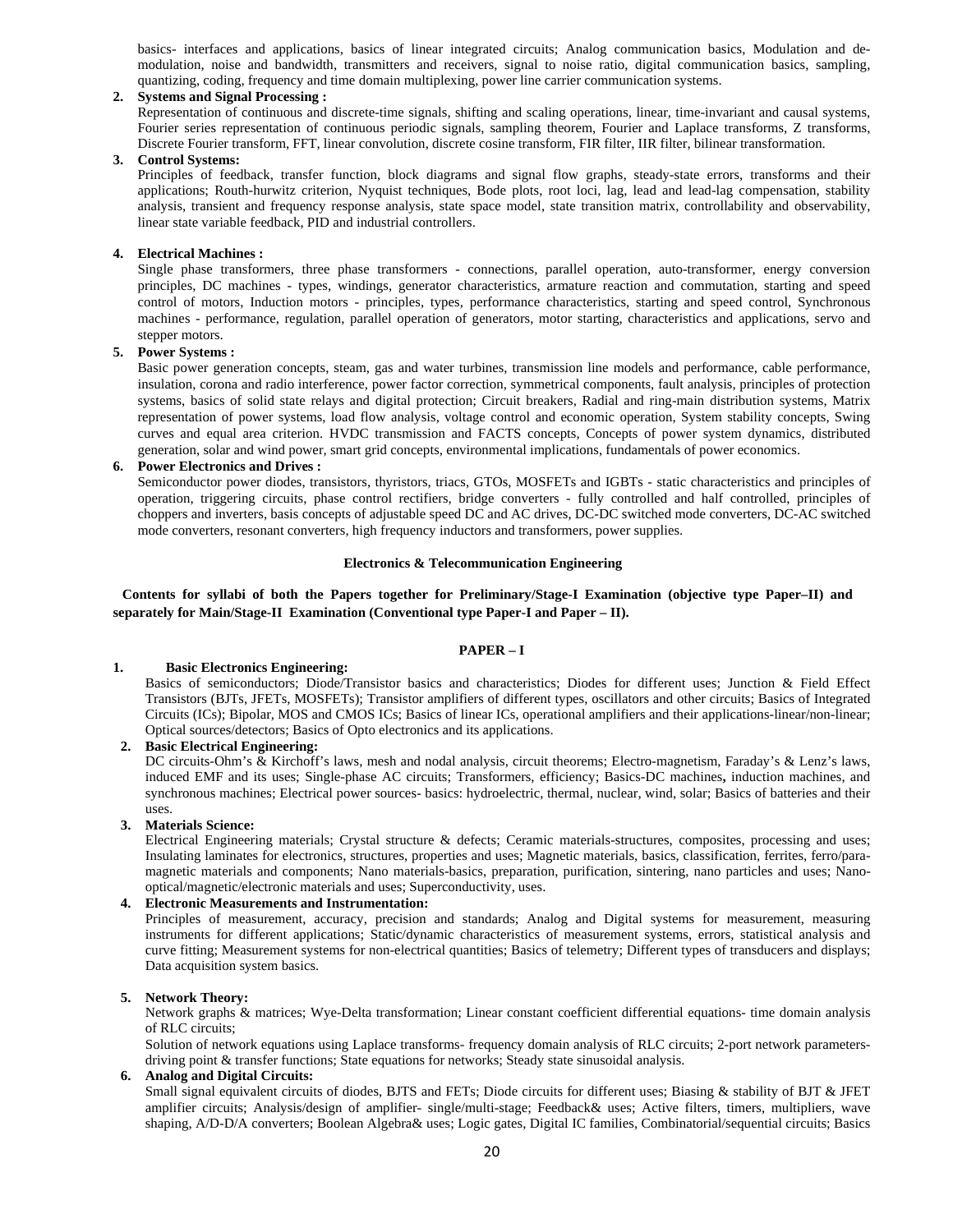basics- interfaces and applications, basics of linear integrated circuits; Analog communication basics, Modulation and de-modulation, noise and bandwidth, transmitters and receivers, signal to noise ratio, digital communication basics, sampling, quantizing, coding, frequency and time domain multiplexing, power line carrier communication systems.

**2. Systems and Signal Processing :**

Representation of continuous and discrete-time signals, shifting and scaling operations, linear, time-invariant and causal systems, Fourier series representation of continuous periodic signals, sampling theorem, Fourier and Laplace transforms, Z transforms, Discrete Fourier transform, FFT, linear convolution, discrete cosine transform, FIR filter, IIR filter, bilinear transformation.

**3. Control Systems:**

Principles of feedback, transfer function, block diagrams and signal flow graphs, steady-state errors, transforms and their applications; Routh-hurwitz criterion, Nyquist techniques, Bode plots, root loci, lag, lead and lead-lag compensation, stability analysis, transient and frequency response analysis, state space model, state transition matrix, controllability and observability, linear state variable feedback, PID and industrial controllers.

**4. Electrical Machines :**

Single phase transformers, three phase transformers - connections, parallel operation, auto-transformer, energy conversion principles, DC machines - types, windings, generator characteristics, armature reaction and commutation, starting and speed control of motors, Induction motors - principles, types, performance characteristics, starting and speed control, Synchronous machines - performance, regulation, parallel operation of generators, motor starting, characteristics and applications, servo and stepper motors.

**5. Power Systems :**

Basic power generation concepts, steam, gas and water turbines, transmission line models and performance, cable performance, insulation, corona and radio interference, power factor correction, symmetrical components, fault analysis, principles of protection systems, basics of solid state relays and digital protection; Circuit breakers, Radial and ring-main distribution systems, Matrix representation of power systems, load flow analysis, voltage control and economic operation, System stability concepts, Swing curves and equal area criterion. HVDC transmission and FACTS concepts, Concepts of power system dynamics, distributed generation, solar and wind power, smart grid concepts, environmental implications, fundamentals of power economics.

**6. Power Electronics and Drives :**

Semiconductor power diodes, transistors, thyristors, triacs, GTOs, MOSFETs and IGBTs - static characteristics and principles of operation, triggering circuits, phase control rectifiers, bridge converters - fully controlled and half controlled, principles of choppers and inverters, basis concepts of adjustable speed DC and AC drives, DC-DC switched mode converters, DC-AC switched mode converters, resonant converters, high frequency inductors and transformers, power supplies.

## Electronics & Telecommunication Engineering

**Contents for syllabi of both the Papers together for Preliminary/Stage-I Examination (objective type Paper–II) and separately for Main/Stage-II Examination (Conventional type Paper-I and Paper – II).**

### PAPER – I

**1. Basic Electronics Engineering:**

Basics of semiconductors; Diode/Transistor basics and characteristics; Diodes for different uses; Junction & Field Effect Transistors (BJTs, JFETs, MOSFETs); Transistor amplifiers of different types, oscillators and other circuits; Basics of Integrated Circuits (ICs); Bipolar, MOS and CMOS ICs; Basics of linear ICs, operational amplifiers and their applications-linear/non-linear; Optical sources/detectors; Basics of Opto electronics and its applications.

**2. Basic Electrical Engineering:**

DC circuits-Ohm's & Kirchoff's laws, mesh and nodal analysis, circuit theorems; Electro-magnetism, Faraday's & Lenz's laws, induced EMF and its uses; Single-phase AC circuits; Transformers, efficiency; Basics-DC machines**,** induction machines, and synchronous machines; Electrical power sources- basics: hydroelectric, thermal, nuclear, wind, solar; Basics of batteries and their uses.

**3. Materials Science:**

Electrical Engineering materials; Crystal structure & defects; Ceramic materials-structures, composites, processing and uses; Insulating laminates for electronics, structures, properties and uses; Magnetic materials, basics, classification, ferrites, ferro/para-magnetic materials and components; Nano materials-basics, preparation, purification, sintering, nano particles and uses; Nano-optical/magnetic/electronic materials and uses; Superconductivity, uses.

**4. Electronic Measurements and Instrumentation:**

Principles of measurement, accuracy, precision and standards; Analog and Digital systems for measurement, measuring instruments for different applications; Static/dynamic characteristics of measurement systems, errors, statistical analysis and curve fitting; Measurement systems for non-electrical quantities; Basics of telemetry; Different types of transducers and displays; Data acquisition system basics.

**5. Network Theory:**

Network graphs & matrices; Wye-Delta transformation; Linear constant coefficient differential equations- time domain analysis of RLC circuits;

Solution of network equations using Laplace transforms- frequency domain analysis of RLC circuits; 2-port network parameters-driving point & transfer functions; State equations for networks; Steady state sinusoidal analysis.

**6. Analog and Digital Circuits:**

Small signal equivalent circuits of diodes, BJTS and FETs; Diode circuits for different uses; Biasing & stability of BJT & JFET amplifier circuits; Analysis/design of amplifier- single/multi-stage; Feedback& uses; Active filters, timers, multipliers, wave shaping, A/D-D/A converters; Boolean Algebra& uses; Logic gates, Digital IC families, Combinatorial/sequential circuits; Basics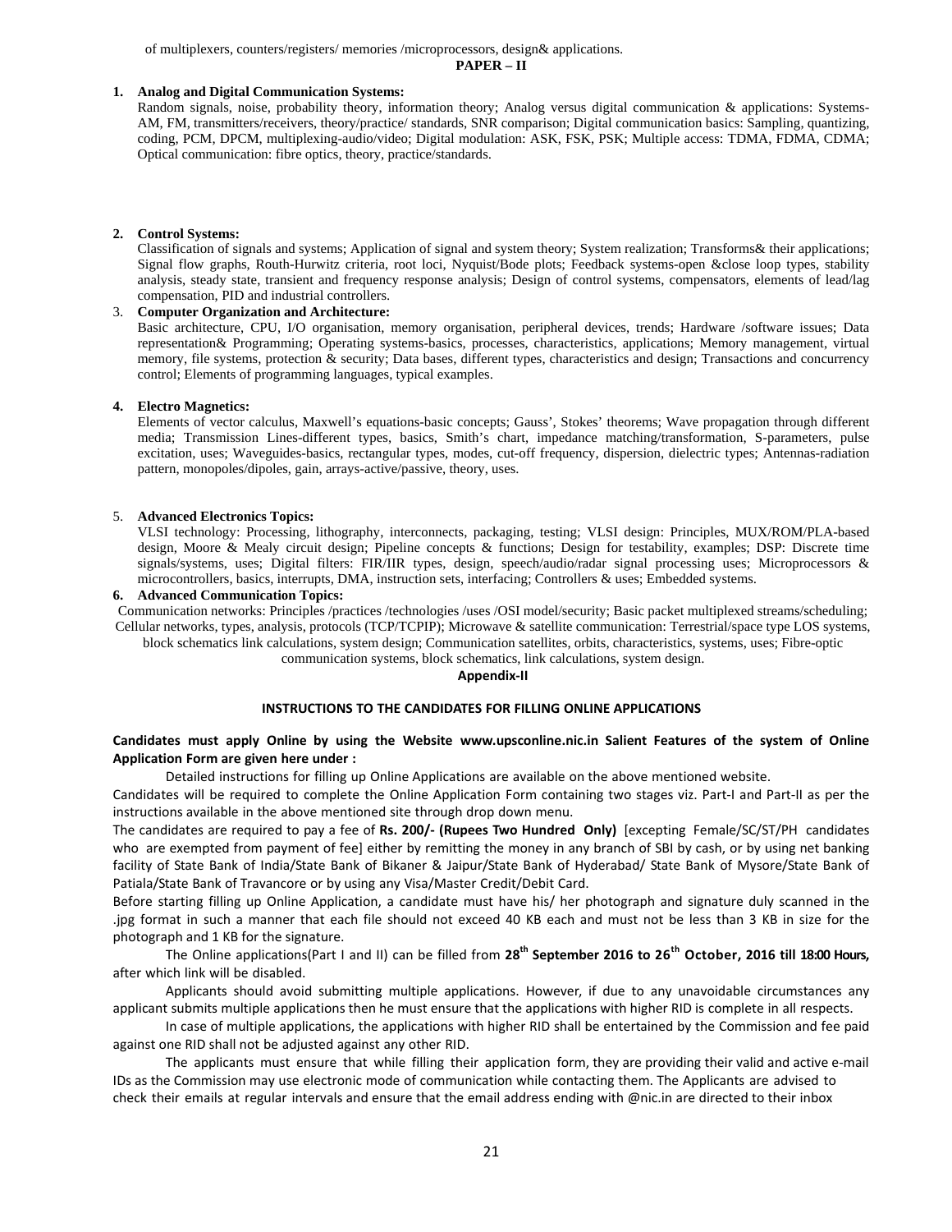of multiplexers, counters/registers/ memories /microprocessors, design& applications.

**PAPER – II**

1. **Analog and Digital Communication Systems:**
   Random signals, noise, probability theory, information theory; Analog versus digital communication & applications: Systems-AM, FM, transmitters/receivers, theory/practice/ standards, SNR comparison; Digital communication basics: Sampling, quantizing, coding, PCM, DPCM, multiplexing-audio/video; Digital modulation: ASK, FSK, PSK; Multiple access: TDMA, FDMA, CDMA; Optical communication: fibre optics, theory, practice/standards.

2. **Control Systems:**
   Classification of signals and systems; Application of signal and system theory; System realization; Transforms& their applications; Signal flow graphs, Routh-Hurwitz criteria, root loci, Nyquist/Bode plots; Feedback systems-open &close loop types, stability analysis, steady state, transient and frequency response analysis; Design of control systems, compensators, elements of lead/lag compensation, PID and industrial controllers.

3. **Computer Organization and Architecture:**
   Basic architecture, CPU, I/O organisation, memory organisation, peripheral devices, trends; Hardware /software issues; Data representation& Programming; Operating systems-basics, processes, characteristics, applications; Memory management, virtual memory, file systems, protection & security; Data bases, different types, characteristics and design; Transactions and concurrency control; Elements of programming languages, typical examples.

4. **Electro Magnetics:**
   Elements of vector calculus, Maxwell's equations-basic concepts; Gauss', Stokes' theorems; Wave propagation through different media; Transmission Lines-different types, basics, Smith's chart, impedance matching/transformation, S-parameters, pulse excitation, uses; Waveguides-basics, rectangular types, modes, cut-off frequency, dispersion, dielectric types; Antennas-radiation pattern, monopoles/dipoles, gain, arrays-active/passive, theory, uses.

5. **Advanced Electronics Topics:**
   VLSI technology: Processing, lithography, interconnects, packaging, testing; VLSI design: Principles, MUX/ROM/PLA-based design, Moore & Mealy circuit design; Pipeline concepts & functions; Design for testability, examples; DSP: Discrete time signals/systems, uses; Digital filters: FIR/IIR types, design, speech/audio/radar signal processing uses; Microprocessors & microcontrollers, basics, interrupts, DMA, instruction sets, interfacing; Controllers & uses; Embedded systems.

6. **Advanced Communication Topics:**
   Communication networks: Principles /practices /technologies /uses /OSI model/security; Basic packet multiplexed streams/scheduling; Cellular networks, types, analysis, protocols (TCP/TCPIP); Microwave & satellite communication: Terrestrial/space type LOS systems, block schematics link calculations, system design; Communication satellites, orbits, characteristics, systems, uses; Fibre-optic communication systems, block schematics, link calculations, system design.

**Appendix-II**

**INSTRUCTIONS TO THE CANDIDATES FOR FILLING ONLINE APPLICATIONS**

**Candidates must apply Online by using the Website www.upsconline.nic.in Salient Features of the system of Online Application Form are given here under :**

Detailed instructions for filling up Online Applications are available on the above mentioned website.

Candidates will be required to complete the Online Application Form containing two stages viz. Part-I and Part-II as per the instructions available in the above mentioned site through drop down menu.

The candidates are required to pay a fee of **Rs. 200/- (Rupees Two Hundred Only)** [excepting Female/SC/ST/PH candidates who are exempted from payment of fee] either by remitting the money in any branch of SBI by cash, or by using net banking facility of State Bank of India/State Bank of Bikaner & Jaipur/State Bank of Hyderabad/ State Bank of Mysore/State Bank of Patiala/State Bank of Travancore or by using any Visa/Master Credit/Debit Card.

Before starting filling up Online Application, a candidate must have his/ her photograph and signature duly scanned in the .jpg format in such a manner that each file should not exceed 40 KB each and must not be less than 3 KB in size for the photograph and 1 KB for the signature.

The Online applications(Part I and II) can be filled from **28th September 2016 to 26th October, 2016 till 18:00 Hours,** after which link will be disabled.

Applicants should avoid submitting multiple applications. However, if due to any unavoidable circumstances any applicant submits multiple applications then he must ensure that the applications with higher RID is complete in all respects.

In case of multiple applications, the applications with higher RID shall be entertained by the Commission and fee paid against one RID shall not be adjusted against any other RID.

The applicants must ensure that while filling their application form, they are providing their valid and active e-mail IDs as the Commission may use electronic mode of communication while contacting them. The Applicants are advised to check their emails at regular intervals and ensure that the email address ending with @nic.in are directed to their inbox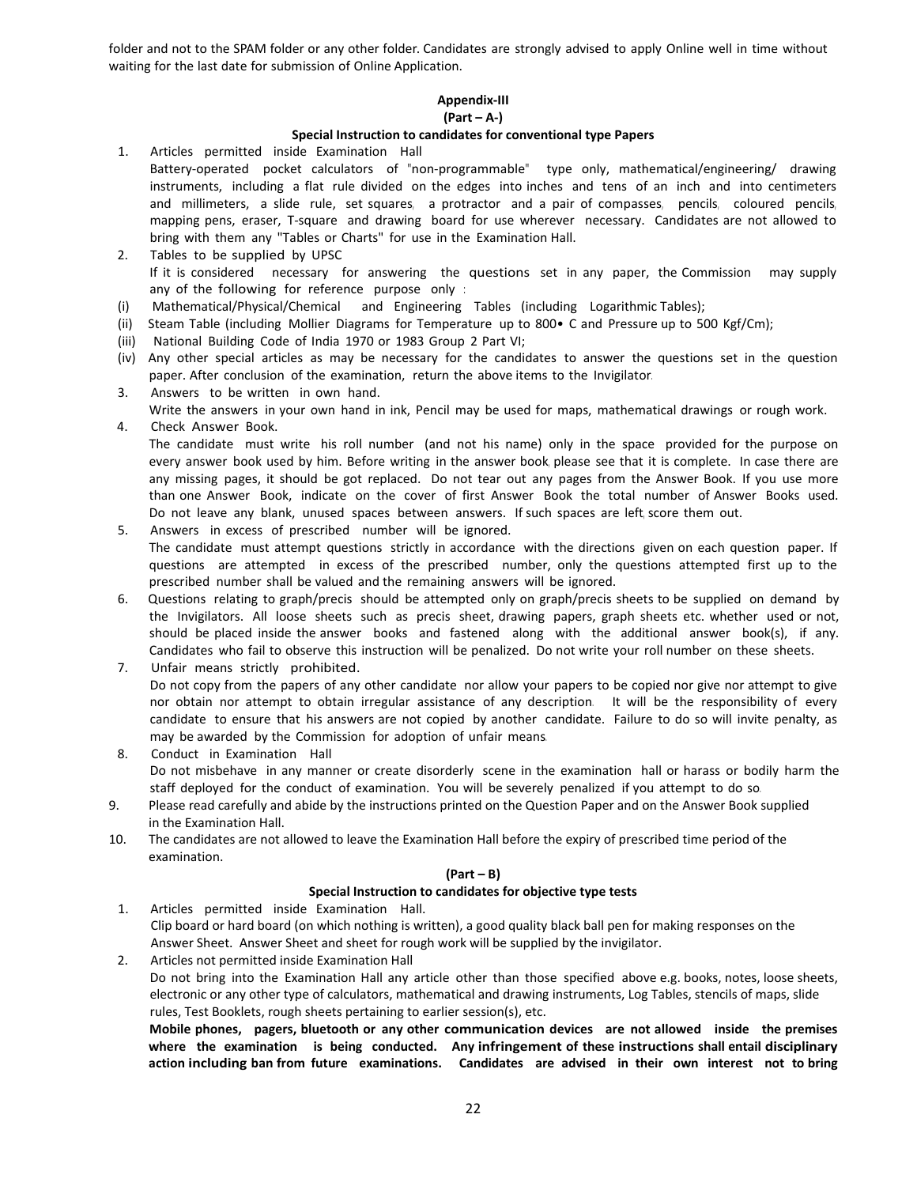folder and not to the SPAM folder or any other folder. Candidates are strongly advised to apply Online well in time without waiting for the last date for submission of Online Application.

## Appendix-III

### (Part – A-)

### Special Instruction to candidates for conventional type Papers

1. Articles permitted inside Examination Hall
   Battery-operated pocket calculators of "non-programmable" type only, mathematical/engineering/ drawing instruments, including a flat rule divided on the edges into inches and tens of an inch and into centimeters and millimeters, a slide rule, set squares, a protractor and a pair of compasses, pencils, coloured pencils, mapping pens, eraser, T-square and drawing board for use wherever necessary. Candidates are not allowed to bring with them any "Tables or Charts" for use in the Examination Hall.
2. Tables to be supplied by UPSC
   If it is considered necessary for answering the questions set in any paper, the Commission may supply any of the following for reference purpose only :

(i) Mathematical/Physical/Chemical and Engineering Tables (including Logarithmic Tables);
(ii) Steam Table (including Mollier Diagrams for Temperature up to 800• C and Pressure up to 500 Kgf/Cm);
(iii) National Building Code of India 1970 or 1983 Group 2 Part VI;
(iv) Any other special articles as may be necessary for the candidates to answer the questions set in the question paper. After conclusion of the examination, return the above items to the Invigilator.

3. Answers to be written in own hand.
   Write the answers in your own hand in ink, Pencil may be used for maps, mathematical drawings or rough work.
4. Check Answer Book.
   The candidate must write his roll number (and not his name) only in the space provided for the purpose on every answer book used by him. Before writing in the answer book, please see that it is complete. In case there are any missing pages, it should be got replaced. Do not tear out any pages from the Answer Book. If you use more than one Answer Book, indicate on the cover of first Answer Book the total number of Answer Books used. Do not leave any blank, unused spaces between answers. If such spaces are left, score them out.
5. Answers in excess of prescribed number will be ignored.
   The candidate must attempt questions strictly in accordance with the directions given on each question paper. If questions are attempted in excess of the prescribed number, only the questions attempted first up to the prescribed number shall be valued and the remaining answers will be ignored.
6. Questions relating to graph/precis should be attempted only on graph/precis sheets to be supplied on demand by the Invigilators. All loose sheets such as precis sheet, drawing papers, graph sheets etc. whether used or not, should be placed inside the answer books and fastened along with the additional answer book(s), if any. Candidates who fail to observe this instruction will be penalized. Do not write your roll number on these sheets.
7. Unfair means strictly prohibited.
   Do not copy from the papers of any other candidate nor allow your papers to be copied nor give nor attempt to give nor obtain nor attempt to obtain irregular assistance of any description. It will be the responsibility of every candidate to ensure that his answers are not copied by another candidate. Failure to do so will invite penalty, as may be awarded by the Commission for adoption of unfair means.
8. Conduct in Examination Hall
   Do not misbehave in any manner or create disorderly scene in the examination hall or harass or bodily harm the staff deployed for the conduct of examination. You will be severely penalized if you attempt to do so.
9. Please read carefully and abide by the instructions printed on the Question Paper and on the Answer Book supplied in the Examination Hall.
10. The candidates are not allowed to leave the Examination Hall before the expiry of prescribed time period of the examination.

### (Part – B)

### Special Instruction to candidates for objective type tests

1. Articles permitted inside Examination Hall.
   Clip board or hard board (on which nothing is written), a good quality black ball pen for making responses on the Answer Sheet. Answer Sheet and sheet for rough work will be supplied by the invigilator.
2. Articles not permitted inside Examination Hall
   Do not bring into the Examination Hall any article other than those specified above e.g. books, notes, loose sheets, electronic or any other type of calculators, mathematical and drawing instruments, Log Tables, stencils of maps, slide rules, Test Booklets, rough sheets pertaining to earlier session(s), etc.
   **Mobile phones, pagers, bluetooth or any other communication devices are not allowed inside the premises where the examination is being conducted. Any infringement of these instructions shall entail disciplinary action including ban from future examinations. Candidates are advised in their own interest not to bring**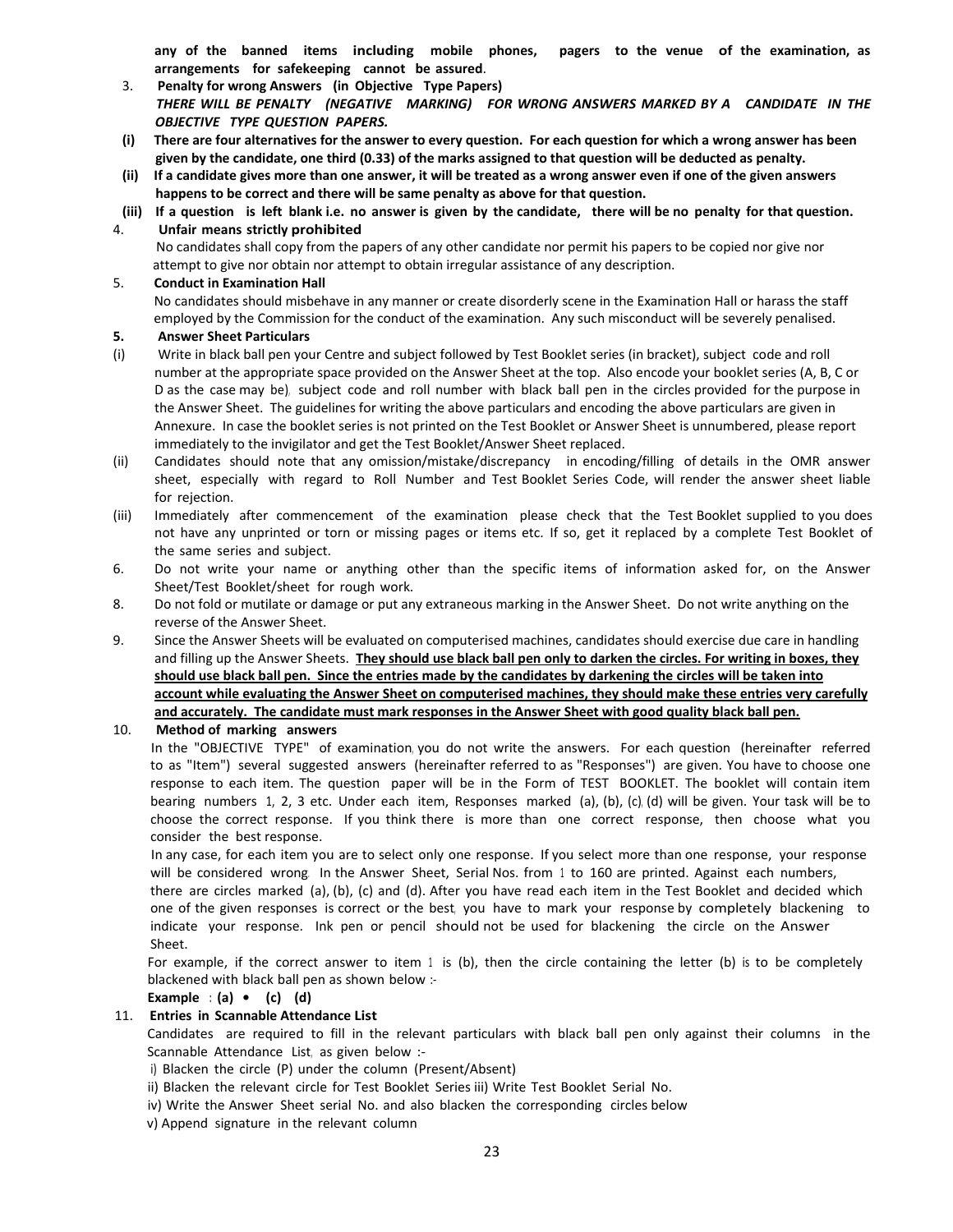**any of the banned items including mobile phones, pagers to the venue of the examination, as arrangements for safekeeping cannot be assured**.

3. **Penalty for wrong Answers (in Objective Type Papers)**

   ***THERE WILL BE PENALTY (NEGATIVE MARKING) FOR WRONG ANSWERS MARKED BY A CANDIDATE IN THE OBJECTIVE TYPE QUESTION PAPERS.***

   **(i) There are four alternatives for the answer to every question. For each question for which a wrong answer has been given by the candidate, one third (0.33) of the marks assigned to that question will be deducted as penalty.**

   **(ii) If a candidate gives more than one answer, it will be treated as a wrong answer even if one of the given answers happens to be correct and there will be same penalty as above for that question.**

   **(iii) If a question is left blank i.e. no answer is given by the candidate, there will be no penalty for that question.**

4. **Unfair means strictly prohibited**

   No candidates shall copy from the papers of any other candidate nor permit his papers to be copied nor give nor attempt to give nor obtain nor attempt to obtain irregular assistance of any description.

5. **Conduct in Examination Hall**

   No candidates should misbehave in any manner or create disorderly scene in the Examination Hall or harass the staff employed by the Commission for the conduct of the examination. Any such misconduct will be severely penalised.

5. **Answer Sheet Particulars**

(i) Write in black ball pen your Centre and subject followed by Test Booklet series (in bracket), subject code and roll number at the appropriate space provided on the Answer Sheet at the top. Also encode your booklet series (A, B, C or D as the case may be), subject code and roll number with black ball pen in the circles provided for the purpose in the Answer Sheet. The guidelines for writing the above particulars and encoding the above particulars are given in Annexure. In case the booklet series is not printed on the Test Booklet or Answer Sheet is unnumbered, please report immediately to the invigilator and get the Test Booklet/Answer Sheet replaced.

(ii) Candidates should note that any omission/mistake/discrepancy in encoding/filling of details in the OMR answer sheet, especially with regard to Roll Number and Test Booklet Series Code, will render the answer sheet liable for rejection.

(iii) Immediately after commencement of the examination please check that the Test Booklet supplied to you does not have any unprinted or torn or missing pages or items etc. If so, get it replaced by a complete Test Booklet of the same series and subject.

6. Do not write your name or anything other than the specific items of information asked for, on the Answer Sheet/Test Booklet/sheet for rough work.

8. Do not fold or mutilate or damage or put any extraneous marking in the Answer Sheet. Do not write anything on the reverse of the Answer Sheet.

9. Since the Answer Sheets will be evaluated on computerised machines, candidates should exercise due care in handling and filling up the Answer Sheets. **They should use black ball pen only to darken the circles. For writing in boxes, they should use black ball pen. Since the entries made by the candidates by darkening the circles will be taken into account while evaluating the Answer Sheet on computerised machines, they should make these entries very carefully and accurately. The candidate must mark responses in the Answer Sheet with good quality black ball pen.**

10. **Method of marking answers**

    In the "OBJECTIVE TYPE" of examination, you do not write the answers. For each question (hereinafter referred to as "Item") several suggested answers (hereinafter referred to as "Responses") are given. You have to choose one response to each item. The question paper will be in the Form of TEST BOOKLET. The booklet will contain item bearing numbers 1, 2, 3 etc. Under each item, Responses marked (a), (b), (c), (d) will be given. Your task will be to choose the correct response. If you think there is more than one correct response, then choose what you consider the best response.

    In any case, for each item you are to select only one response. If you select more than one response, your response will be considered wrong. In the Answer Sheet, Serial Nos. from 1 to 160 are printed. Against each numbers, there are circles marked (a), (b), (c) and (d). After you have read each item in the Test Booklet and decided which one of the given responses is correct or the best, you have to mark your response by completely blackening to indicate your response. Ink pen or pencil should not be used for blackening the circle on the Answer Sheet.

    For example, if the correct answer to item 1 is (b), then the circle containing the letter (b) is to be completely blackened with black ball pen as shown below :-

    **Example : (a) • (c) (d)**

11. **Entries in Scannable Attendance List**

    Candidates are required to fill in the relevant particulars with black ball pen only against their columns in the Scannable Attendance List, as given below :-

    i) Blacken the circle (P) under the column (Present/Absent)

    ii) Blacken the relevant circle for Test Booklet Series iii) Write Test Booklet Serial No.

    iv) Write the Answer Sheet serial No. and also blacken the corresponding circles below

    v) Append signature in the relevant column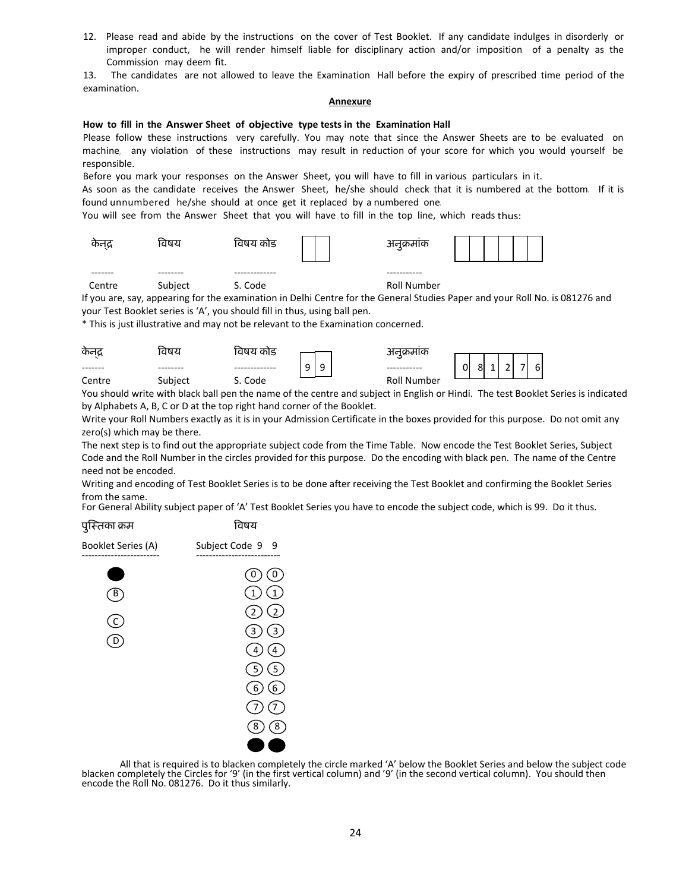12. Please read and abide by the instructions on the cover of Test Booklet. If any candidate indulges in disorderly or improper conduct, he will render himself liable for disciplinary action and/or imposition of a penalty as the Commission may deem fit.

13. The candidates are not allowed to leave the Examination Hall before the expiry of prescribed time period of the examination.

## Annexure

**How to fill in the Answer Sheet of objective type tests in the Examination Hall**

Please follow these instructions very carefully. You may note that since the Answer Sheets are to be evaluated on machine, any violation of these instructions may result in reduction of your score for which you would yourself be responsible.

Before you mark your responses on the Answer Sheet, you will have to fill in various particulars in it.

As soon as the candidate receives the Answer Sheet, he/she should check that it is numbered at the bottom. If it is found unnumbered he/she should at once get it replaced by a numbered one.

You will see from the Answer Sheet that you will have to fill in the top line, which reads thus:

| केन्द्र | विषय | विषय कोड | | | अनुक्रमांक | | | | | | |
|---|---|---|---|---|---|---|---|---|---|---|---|
| ------- | -------- | ------------- | | | ----------- | | | | | | |
| Centre | Subject | S. Code | | | Roll Number | | | | | | |

If you are, say, appearing for the examination in Delhi Centre for the General Studies Paper and your Roll No. is 081276 and your Test Booklet series is 'A', you should fill in thus, using ball pen.

* This is just illustrative and may not be relevant to the Examination concerned.

| केन्द्र | विषय | विषय कोड | | | अनुक्रमांक | | | | | | |
|---|---|---|---|---|---|---|---|---|---|---|---|
| ------- | -------- | ------------- | 9 | 9 | ----------- | 0 | 8 | 1 | 2 | 7 | 6 |
| Centre | Subject | S. Code | | | Roll Number | | | | | | |

You should write with black ball pen the name of the centre and subject in English or Hindi. The test Booklet Series is indicated by Alphabets A, B, C or D at the top right hand corner of the Booklet.

Write your Roll Numbers exactly as it is in your Admission Certificate in the boxes provided for this purpose. Do not omit any zero(s) which may be there.

The next step is to find out the appropriate subject code from the Time Table. Now encode the Test Booklet Series, Subject Code and the Roll Number in the circles provided for this purpose. Do the encoding with black pen. The name of the Centre need not be encoded.

Writing and encoding of Test Booklet Series is to be done after receiving the Test Booklet and confirming the Booklet Series from the same.

For General Ability subject paper of 'A' Test Booklet Series you have to encode the subject code, which is 99. Do it thus.

| पुस्तिका क्रम | विषय | |
|---|---|---|
| Booklet Series (A) | Subject Code 9 | 9 |
| ● | 0 | 0 |
| B | 1 | 1 |
| C | 2 | 2 |
| D | 3 | 3 |
| | 4 | 4 |
| | 5 | 5 |
| | 6 | 6 |
| | 7 | 7 |
| | 8 | 8 |
| | ● | ● |

All that is required is to blacken completely the circle marked 'A' below the Booklet Series and below the subject code blacken completely the Circles for '9' (in the first vertical column) and '9' (in the second vertical column). You should then encode the Roll No. 081276. Do it thus similarly.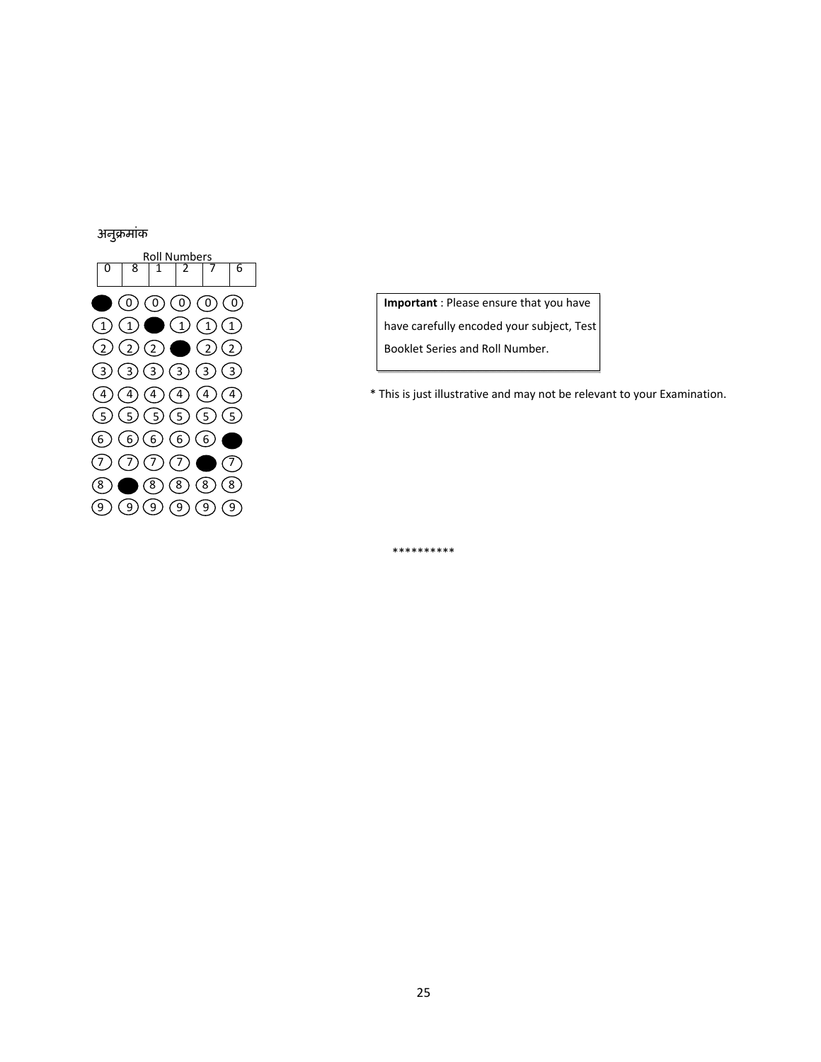अनुक्रमांक

Roll Numbers

| 0 | 8 | 1 | 2 | 7 | 6 |
|---|---|---|---|---|---|
| ● | 0 | 0 | 0 | 0 | 0 |
| 1 | 1 | ● | 1 | 1 | 1 |
| 2 | 2 | 2 | ● | 2 | 2 |
| 3 | 3 | 3 | 3 | 3 | 3 |
| 4 | 4 | 4 | 4 | 4 | 4 |
| 5 | 5 | 5 | 5 | 5 | 5 |
| 6 | 6 | 6 | 6 | 6 | ● |
| 7 | 7 | 7 | 7 | ● | 7 |
| 8 | ● | 8 | 8 | 8 | 8 |
| 9 | 9 | 9 | 9 | 9 | 9 |

**Important** : Please ensure that you have have carefully encoded your subject, Test Booklet Series and Roll Number.

* This is just illustrative and may not be relevant to your Examination.

**********